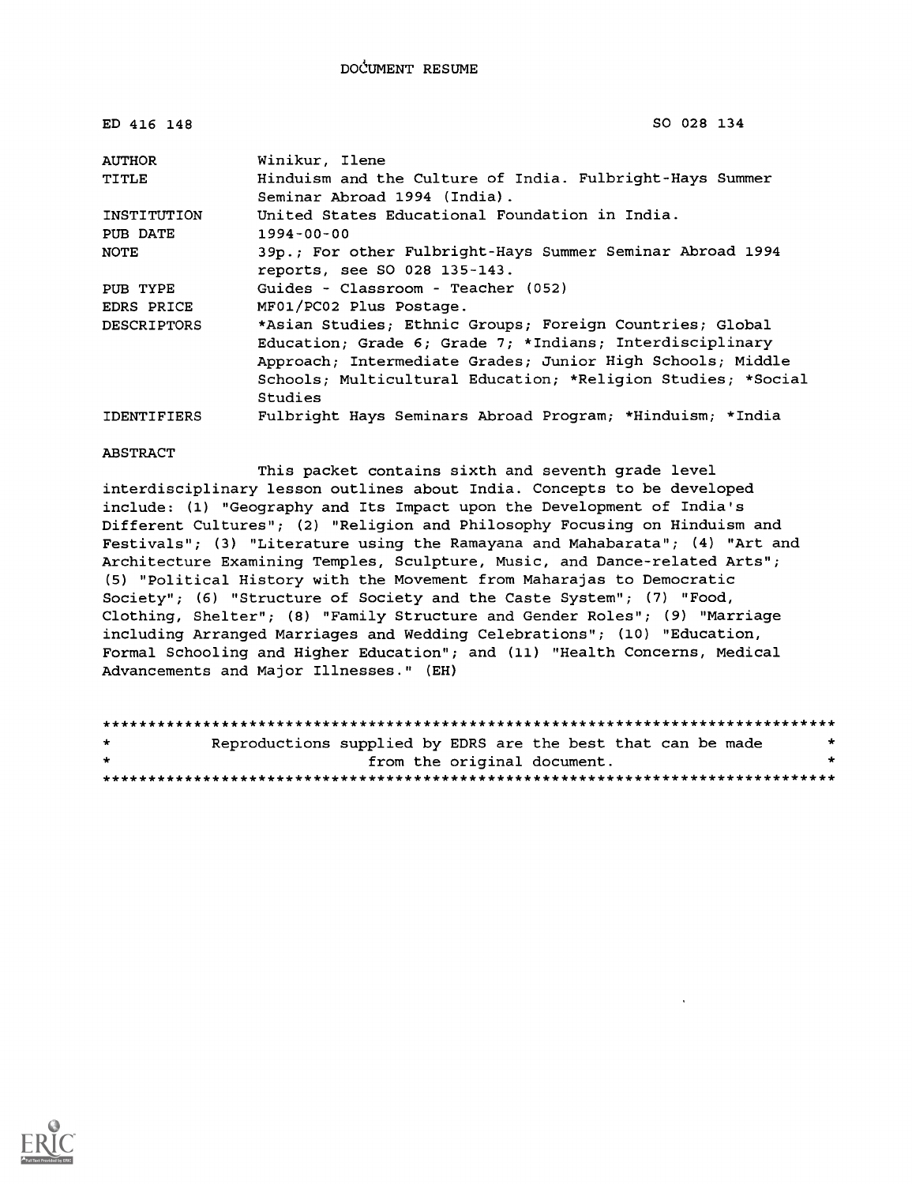DOCUMENT RESUME

| | | |
|---|---|---|
| ED 416 148 | | SO 028 134 |
| AUTHOR | Winikur, Ilene | |
| TITLE | Hinduism and the Culture of India. Fulbright-Hays Summer Seminar Abroad 1994 (India). | |
| INSTITUTION | United States Educational Foundation in India. | |
| PUB DATE | 1994-00-00 | |
| NOTE | 39p.; For other Fulbright-Hays Summer Seminar Abroad 1994 reports, see SO 028 135-143. | |
| PUB TYPE | Guides - Classroom - Teacher (052) | |
| EDRS PRICE | MF01/PC02 Plus Postage. | |
| DESCRIPTORS | *Asian Studies; Ethnic Groups; Foreign Countries; Global Education; Grade 6; Grade 7; *Indians; Interdisciplinary Approach; Intermediate Grades; Junior High Schools; Middle Schools; Multicultural Education; *Religion Studies; *Social Studies | |
| IDENTIFIERS | Fulbright Hays Seminars Abroad Program; *Hinduism; *India | |

ABSTRACT

This packet contains sixth and seventh grade level interdisciplinary lesson outlines about India. Concepts to be developed include: (1) "Geography and Its Impact upon the Development of India's Different Cultures"; (2) "Religion and Philosophy Focusing on Hinduism and Festivals"; (3) "Literature using the Ramayana and Mahabarata"; (4) "Art and Architecture Examining Temples, Sculpture, Music, and Dance-related Arts"; (5) "Political History with the Movement from Maharajas to Democratic Society"; (6) "Structure of Society and the Caste System"; (7) "Food, Clothing, Shelter"; (8) "Family Structure and Gender Roles"; (9) "Marriage including Arranged Marriages and Wedding Celebrations"; (10) "Education, Formal Schooling and Higher Education"; and (11) "Health Concerns, Medical Advancements and Major Illnesses." (EH)

********************************************************************************
* Reproductions supplied by EDRS are the best that can be made *
* from the original document. *
********************************************************************************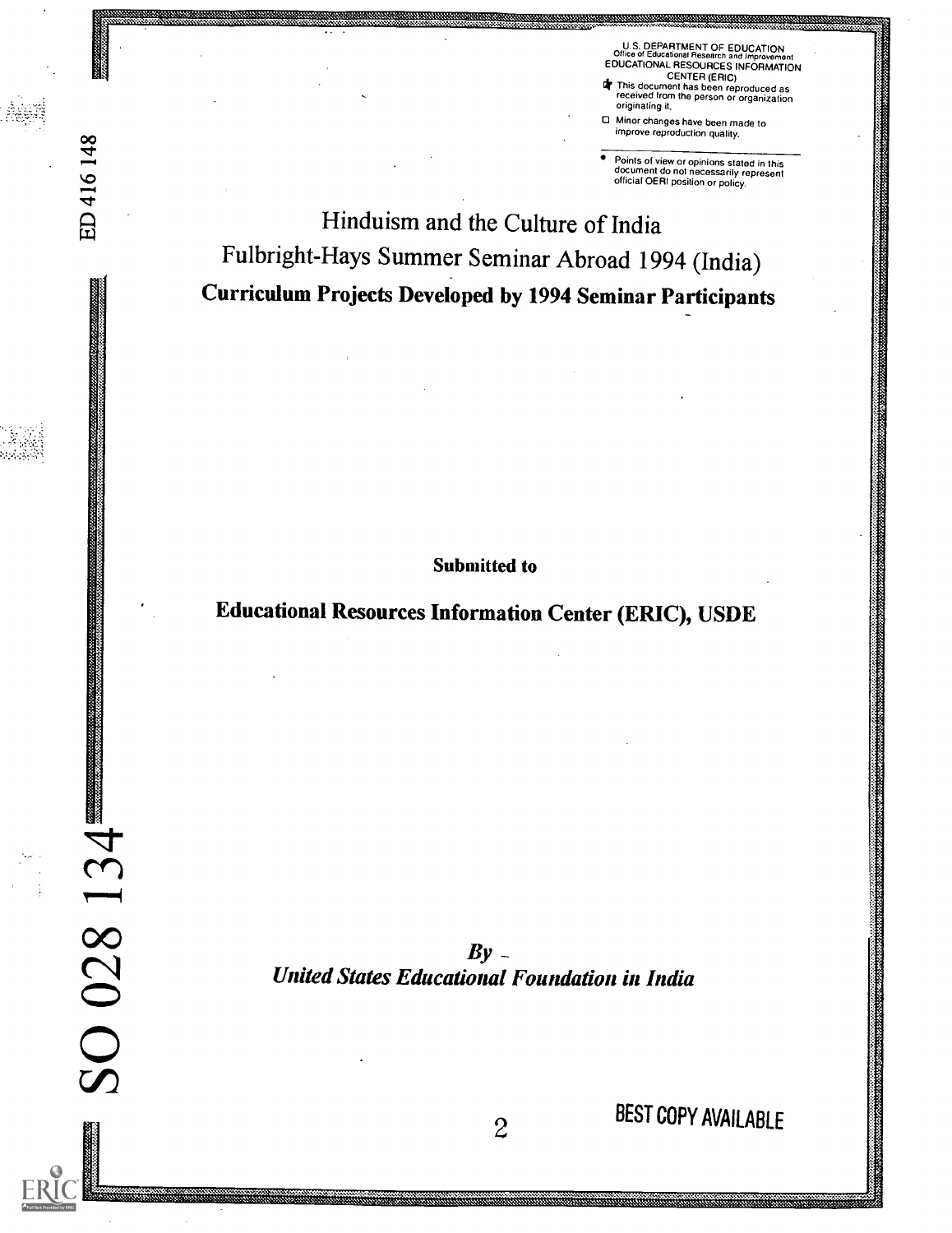U.S. DEPARTMENT OF EDUCATION
Office of Educational Research and Improvement
EDUCATIONAL RESOURCES INFORMATION CENTER (ERIC)

- This document has been reproduced as received from the person or organization originating it.
- Minor changes have been made to improve reproduction quality.
- Points of view or opinions stated in this document do not necessarily represent official OERI position or policy.

ED 416 148

# Hinduism and the Culture of India

## Fulbright-Hays Summer Seminar Abroad 1994 (India)

**Curriculum Projects Developed by 1994 Seminar Participants**

**Submitted to**

**Educational Resources Information Center (ERIC), USDE**

*By*
*United States Educational Foundation in India*

SO 028 134

BEST COPY AVAILABLE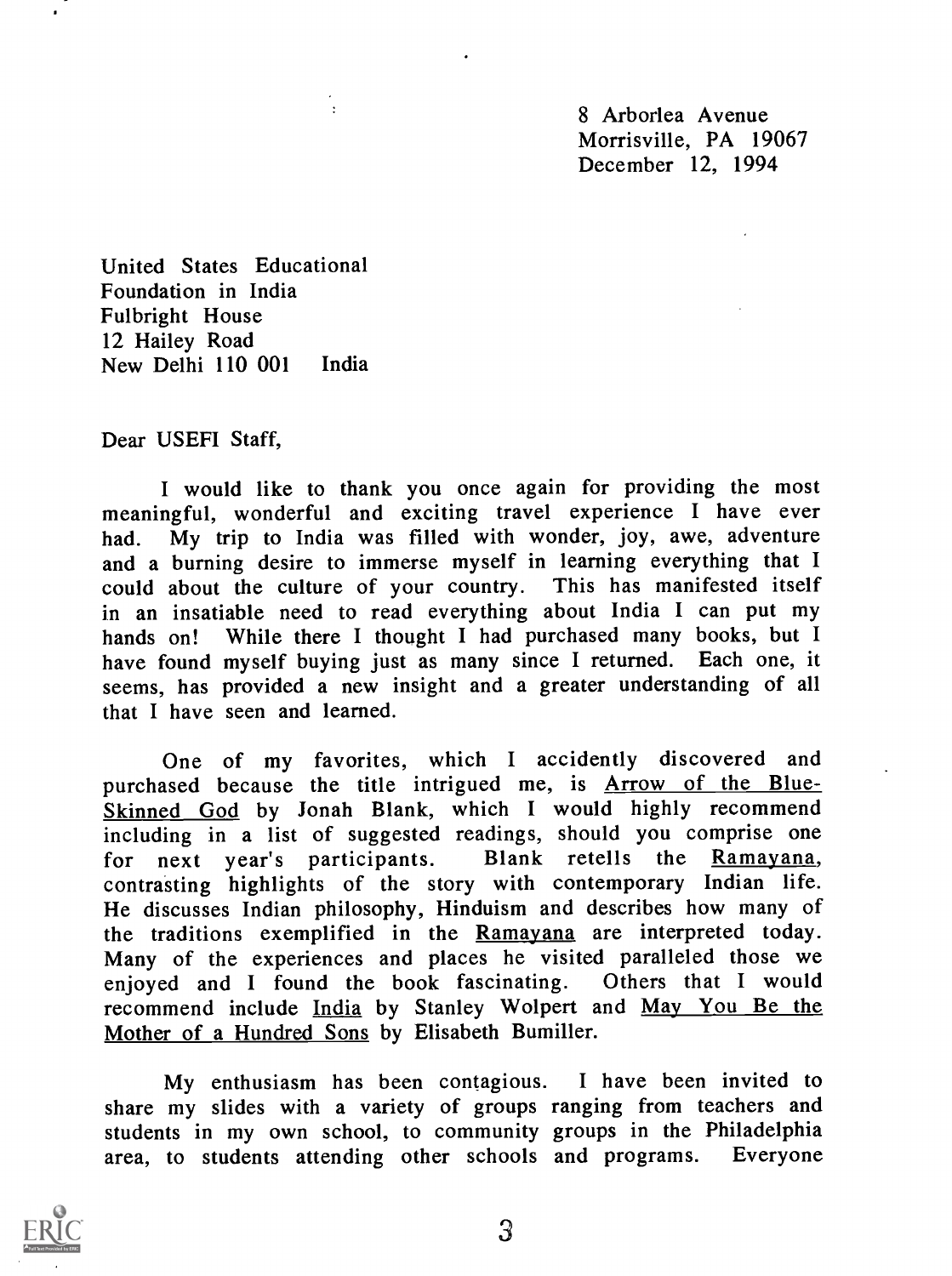8 Arborlea Avenue
Morrisville, PA 19067
December 12, 1994

United States Educational
Foundation in India
Fulbright House
12 Hailey Road
New Delhi 110 001 India

Dear USEFI Staff,

I would like to thank you once again for providing the most meaningful, wonderful and exciting travel experience I have ever had. My trip to India was filled with wonder, joy, awe, adventure and a burning desire to immerse myself in learning everything that I could about the culture of your country. This has manifested itself in an insatiable need to read everything about India I can put my hands on! While there I thought I had purchased many books, but I have found myself buying just as many since I returned. Each one, it seems, has provided a new insight and a greater understanding of all that I have seen and learned.

One of my favorites, which I accidently discovered and purchased because the title intrigued me, is Arrow of the Blue-Skinned God by Jonah Blank, which I would highly recommend including in a list of suggested readings, should you comprise one for next year's participants. Blank retells the Ramayana, contrasting highlights of the story with contemporary Indian life. He discusses Indian philosophy, Hinduism and describes how many of the traditions exemplified in the Ramayana are interpreted today. Many of the experiences and places he visited paralleled those we enjoyed and I found the book fascinating. Others that I would recommend include India by Stanley Wolpert and May You Be the Mother of a Hundred Sons by Elisabeth Bumiller.

My enthusiasm has been contagious. I have been invited to share my slides with a variety of groups ranging from teachers and students in my own school, to community groups in the Philadelphia area, to students attending other schools and programs. Everyone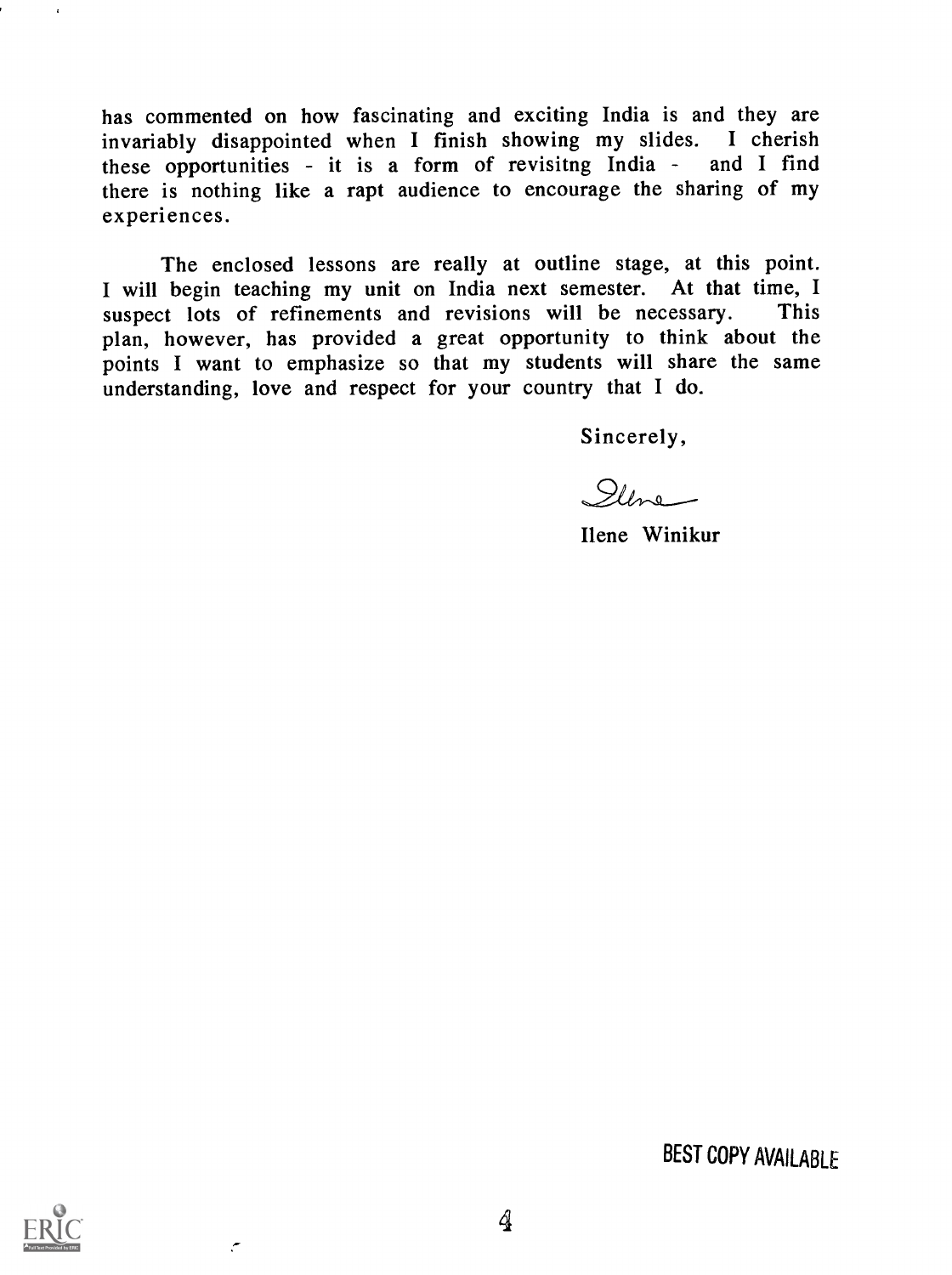has commented on how fascinating and exciting India is and they are invariably disappointed when I finish showing my slides. I cherish these opportunities - it is a form of revisitng India - and I find there is nothing like a rapt audience to encourage the sharing of my experiences.

The enclosed lessons are really at outline stage, at this point. I will begin teaching my unit on India next semester. At that time, I suspect lots of refinements and revisions will be necessary. This plan, however, has provided a great opportunity to think about the points I want to emphasize so that my students will share the same understanding, love and respect for your country that I do.

Sincerely,

Ilene

Ilene Winikur

BEST COPY AVAILABLE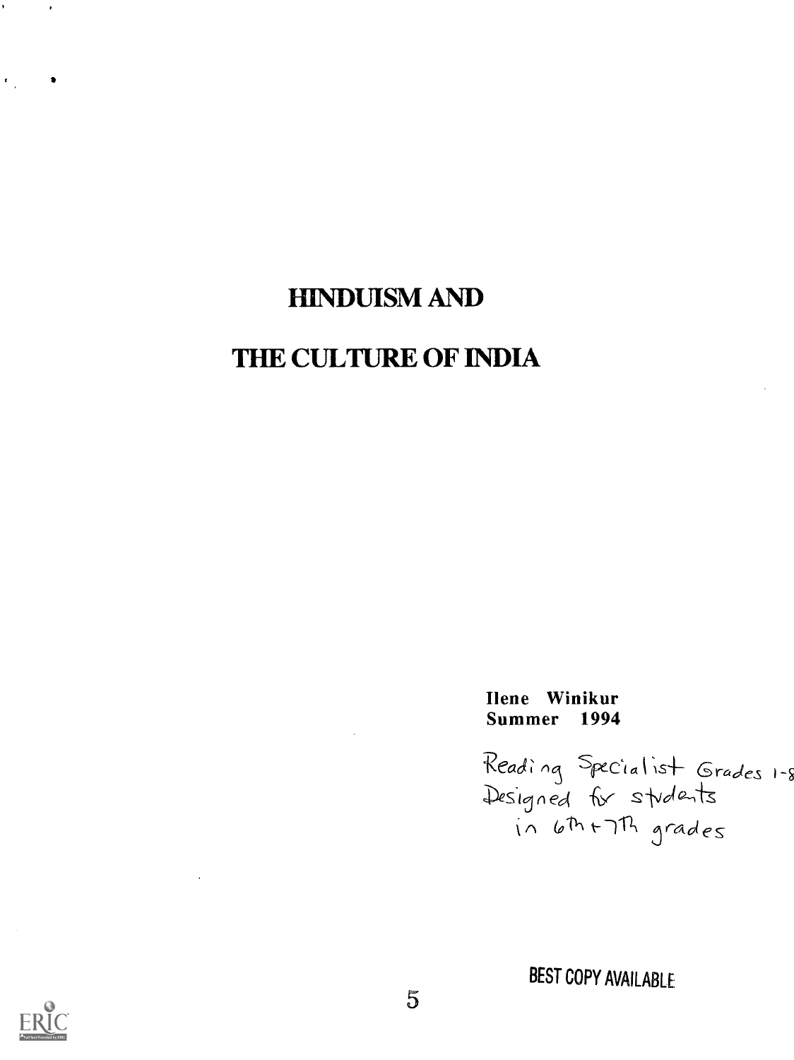# HINDUISM AND

# THE CULTURE OF INDIA

**Ilene Winikur**
**Summer 1994**

Reading Specialist Grades 1-8
Designed for students
in 6th + 7th grades

BEST COPY AVAILABLE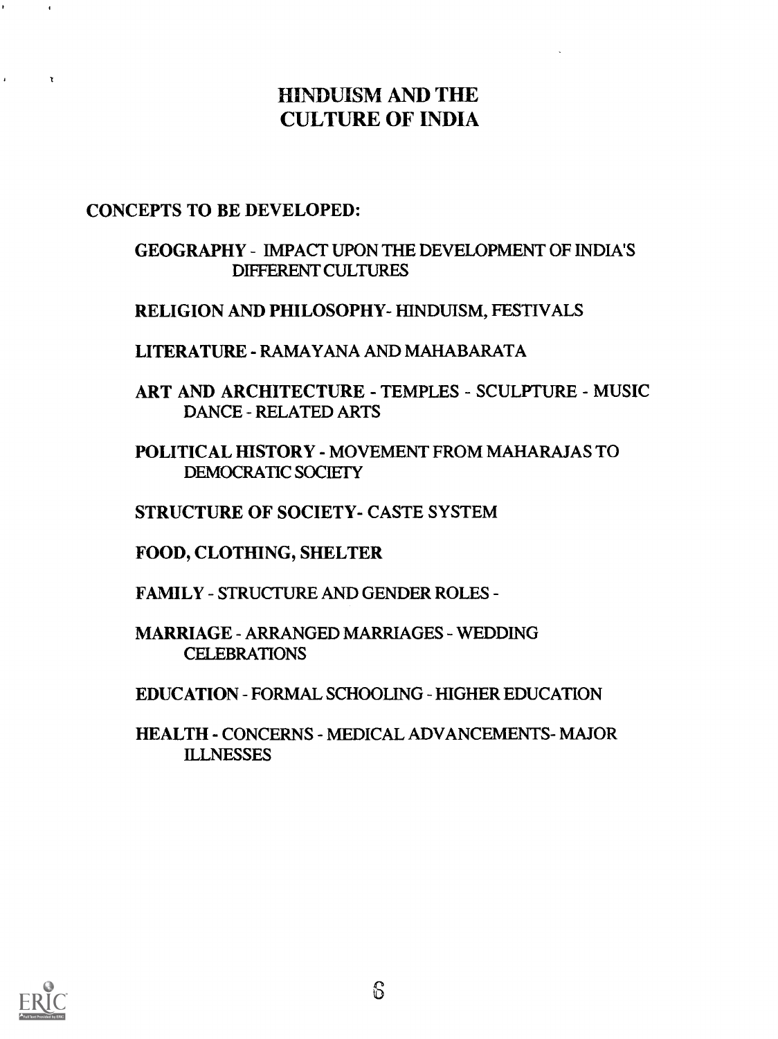# HINDUISM AND THE CULTURE OF INDIA

## CONCEPTS TO BE DEVELOPED:

GEOGRAPHY - IMPACT UPON THE DEVELOPMENT OF INDIA'S DIFFERENT CULTURES

RELIGION AND PHILOSOPHY- HINDUISM, FESTIVALS

LITERATURE - RAMAYANA AND MAHABARATA

ART AND ARCHITECTURE - TEMPLES - SCULPTURE - MUSIC DANCE - RELATED ARTS

POLITICAL HISTORY - MOVEMENT FROM MAHARAJAS TO DEMOCRATIC SOCIETY

STRUCTURE OF SOCIETY- CASTE SYSTEM

FOOD, CLOTHING, SHELTER

FAMILY - STRUCTURE AND GENDER ROLES -

MARRIAGE - ARRANGED MARRIAGES - WEDDING CELEBRATIONS

EDUCATION - FORMAL SCHOOLING - HIGHER EDUCATION

HEALTH - CONCERNS - MEDICAL ADVANCEMENTS- MAJOR ILLNESSES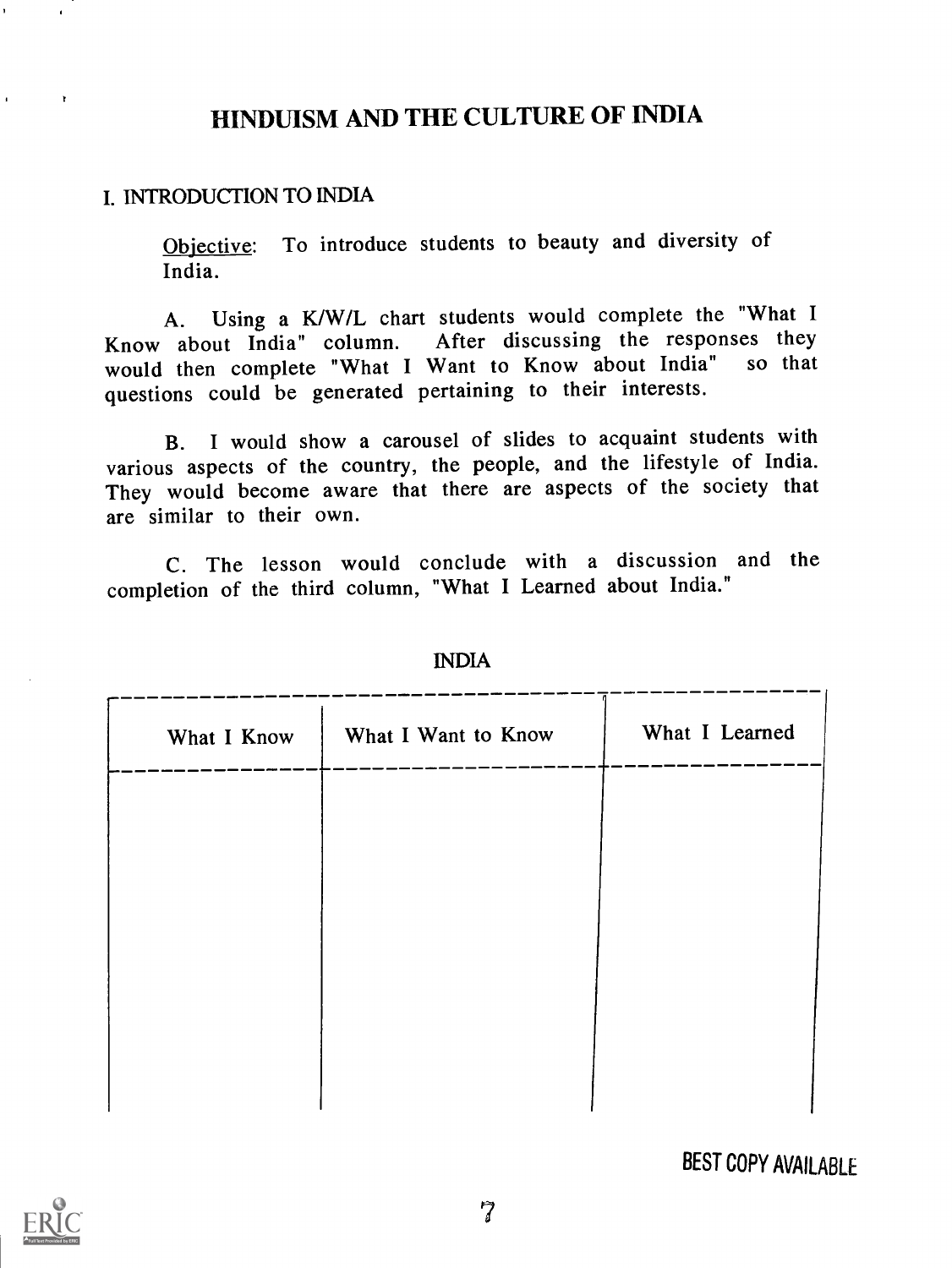# HINDUISM AND THE CULTURE OF INDIA

## I. INTRODUCTION TO INDIA

Objective: To introduce students to beauty and diversity of India.

A. Using a K/W/L chart students would complete the "What I Know about India" column. After discussing the responses they would then complete "What I Want to Know about India" so that questions could be generated pertaining to their interests.

B. I would show a carousel of slides to acquaint students with various aspects of the country, the people, and the lifestyle of India. They would become aware that there are aspects of the society that are similar to their own.

C. The lesson would conclude with a discussion and the completion of the third column, "What I Learned about India."

INDIA

| What I Know | What I Want to Know | What I Learned |
|---|---|---|
| | | |

BEST COPY AVAILABLE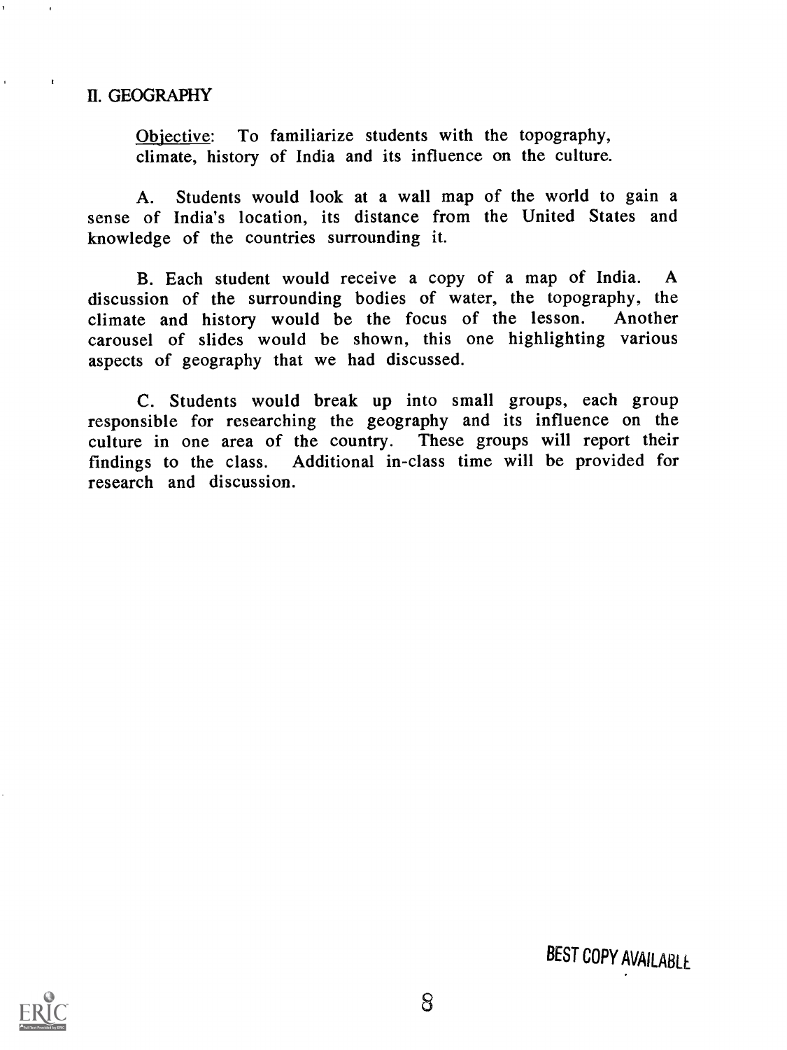## II. GEOGRAPHY

Objective: To familiarize students with the topography, climate, history of India and its influence on the culture.

A. Students would look at a wall map of the world to gain a sense of India's location, its distance from the United States and knowledge of the countries surrounding it.

B. Each student would receive a copy of a map of India. A discussion of the surrounding bodies of water, the topography, the climate and history would be the focus of the lesson. Another carousel of slides would be shown, this one highlighting various aspects of geography that we had discussed.

C. Students would break up into small groups, each group responsible for researching the geography and its influence on the culture in one area of the country. These groups will report their findings to the class. Additional in-class time will be provided for research and discussion.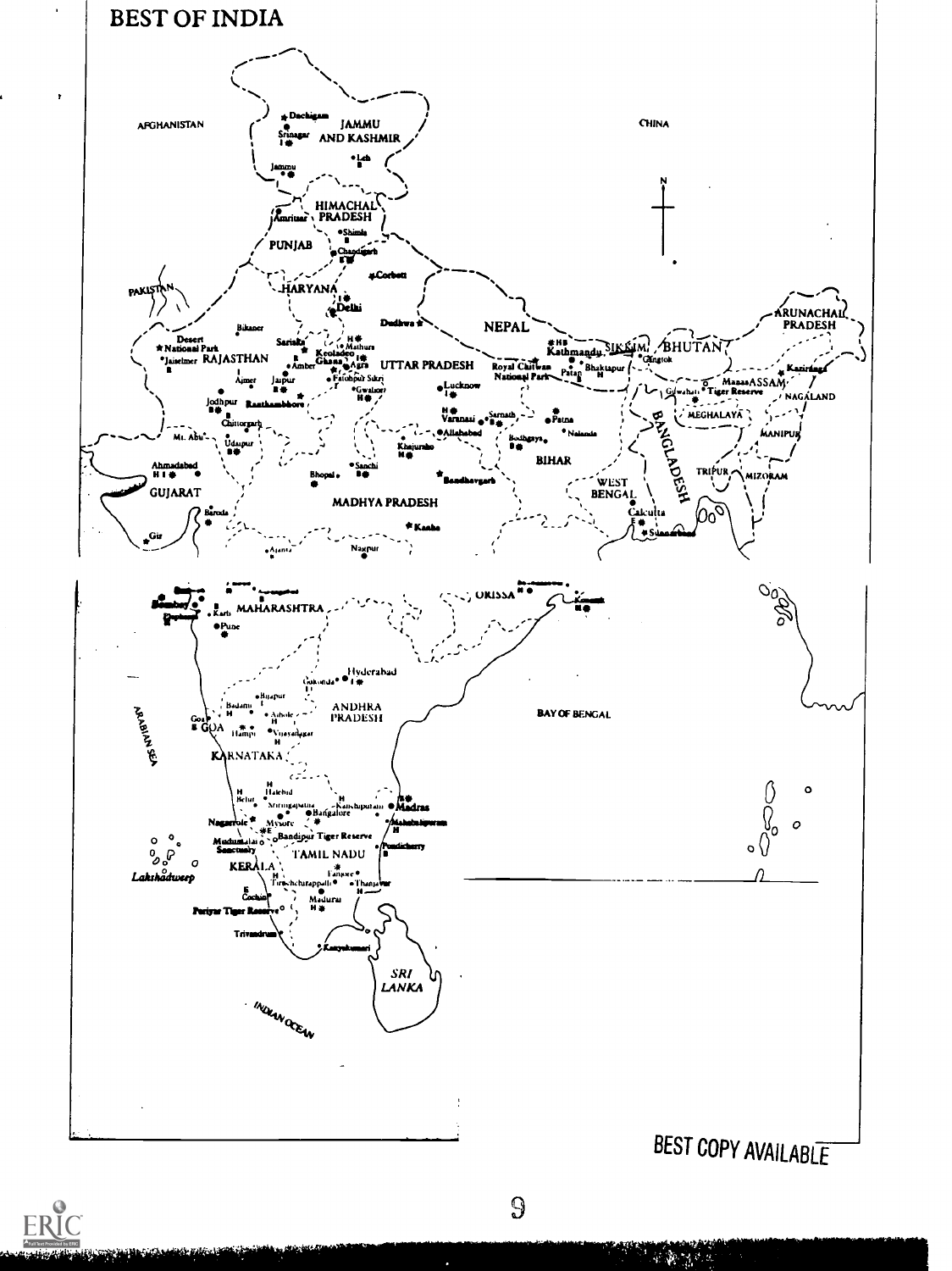# BEST OF INDIA

AFGHANISTAN

JAMMU AND KASHMIR

Dachigam

Srinagar

Leh

Jammu

CHINA

N

HIMACHAL PRADESH

Amritsar

Shimla

PUNJAB

Chandigarh

Corbett

PAKISTAN

HARYANA

Delhi

Dudhwa

NEPAL

ARUNACHAL PRADESH

Bikaner

Desert National Park

Jaisalmer

RAJASTHAN

Sariska

Keoladeo Ghana

Mathura

Amber

Agra

UTTAR PRADESH

Fatehpur Sikri

Ajmer

Jaipur

Gwalior

Jodhpur

Ranthambhore

Lucknow

Kathmandu

SIKKIM

BHUTAN

Gangtok

Royal Chitwan National Park

Patan

Bhaktapur

Manas

ASSAM

Kaziranga

Guwahati

Tiger Reserve

NAGALAND

MEGHALAYA

Varanasi

Sarnath

Patna

Nalanda

Chittorgarh

Mt. Abu

Udaipur

Allahabad

Bodhgaya

BANGLADESH

MANIPUR

Khajuraho

BIHAR

Ahmadabad

Sanchi

Bhopal

Bandhavgarh

TRIPURA

MIZORAM

GUJARAT

WEST BENGAL

MADHYA PRADESH

Baroda

Calcutta

Kanha

Gir

Sundarbans

Ajanta

Nagpur

Bombay

Elephanta

Karla

MAHARASHTRA

ORISSA

Konarak

Pune

Hyderabad

Golconda

Bijapur

Badami

Aihole

ANDHRA PRADESH

BAY OF BENGAL

ARABIAN SEA

Goa

GOA

Hampi

Vijayanagar

KARNATAKA

Halebid

Belur

Srirangapatna

Kanchipuram

Madras

Bangalore

Nagarhole

Mysore

Mahabalipuram

Mudumalai Sanctuary

Bandipur Tiger Reserve

Pondicherry

TAMIL NADU

Lakshadweep

KERALA

Tanjore

Tiruchchirappalli

Thanjavur

Cochin

Madurai

Periyar Tiger Reserve

Trivandrum

Kanyakumari

SRI LANKA

INDIAN OCEAN

BEST COPY AVAILABLE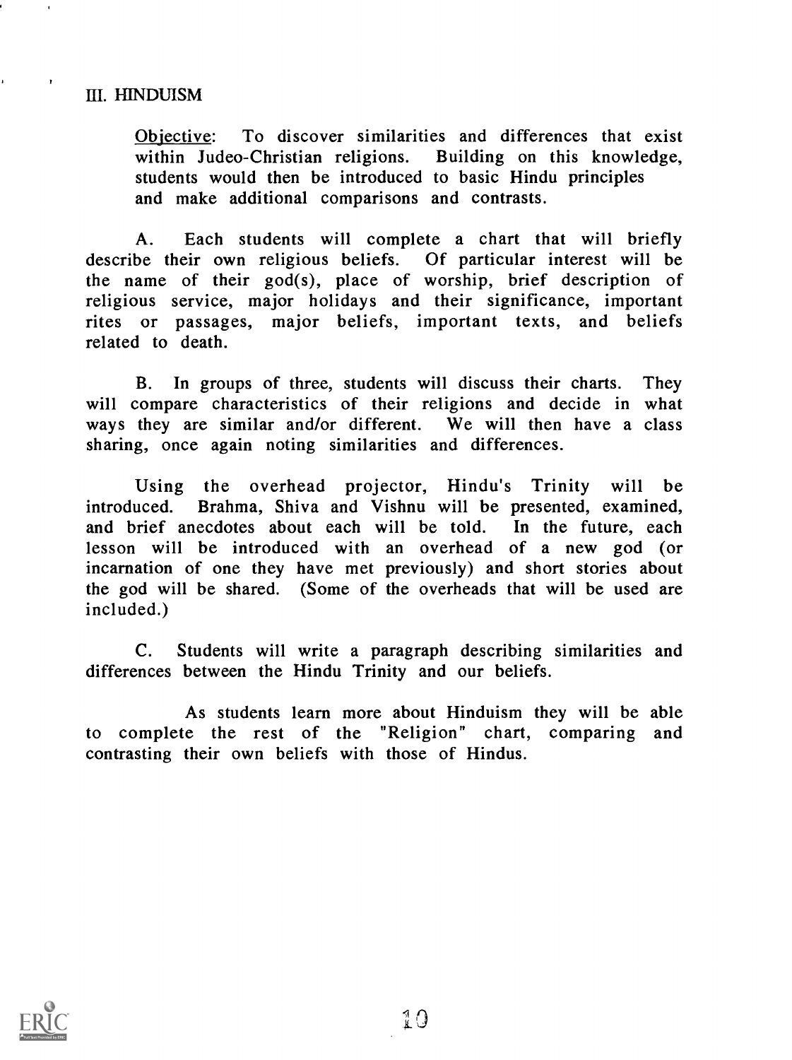## III. HINDUISM

Objective: To discover similarities and differences that exist within Judeo-Christian religions. Building on this knowledge, students would then be introduced to basic Hindu principles and make additional comparisons and contrasts.

A. Each students will complete a chart that will briefly describe their own religious beliefs. Of particular interest will be the name of their god(s), place of worship, brief description of religious service, major holidays and their significance, important rites or passages, major beliefs, important texts, and beliefs related to death.

B. In groups of three, students will discuss their charts. They will compare characteristics of their religions and decide in what ways they are similar and/or different. We will then have a class sharing, once again noting similarities and differences.

Using the overhead projector, Hindu's Trinity will be introduced. Brahma, Shiva and Vishnu will be presented, examined, and brief anecdotes about each will be told. In the future, each lesson will be introduced with an overhead of a new god (or incarnation of one they have met previously) and short stories about the god will be shared. (Some of the overheads that will be used are included.)

C. Students will write a paragraph describing similarities and differences between the Hindu Trinity and our beliefs.

As students learn more about Hinduism they will be able to complete the rest of the "Religion" chart, comparing and contrasting their own beliefs with those of Hindus.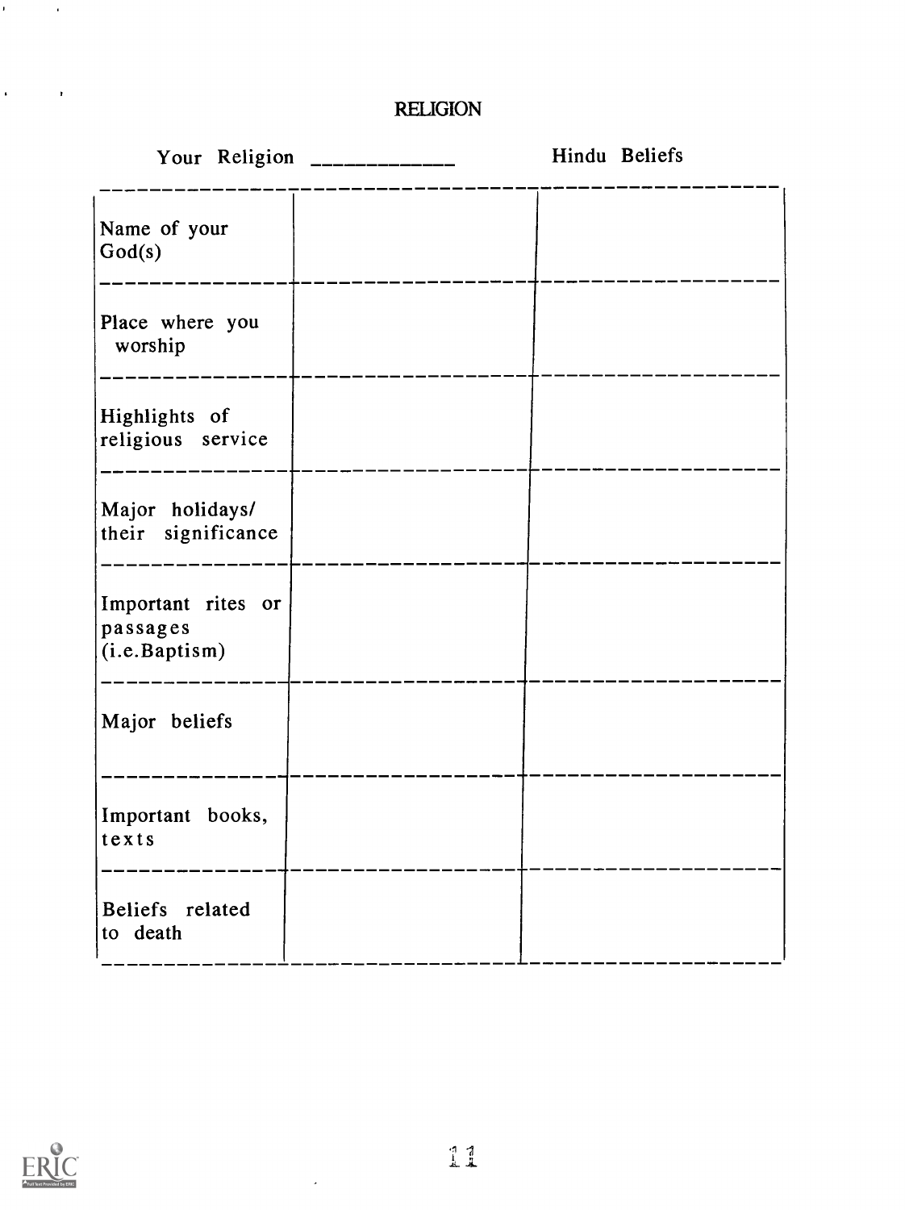# RELIGION

| | Your Religion ____________ | Hindu Beliefs |
|---|---|---|
| Name of your God(s) | | |
| Place where you worship | | |
| Highlights of religious service | | |
| Major holidays/ their significance | | |
| Important rites or passages (i.e.Baptism) | | |
| Major beliefs | | |
| Important books, texts | | |
| Beliefs related to death | | |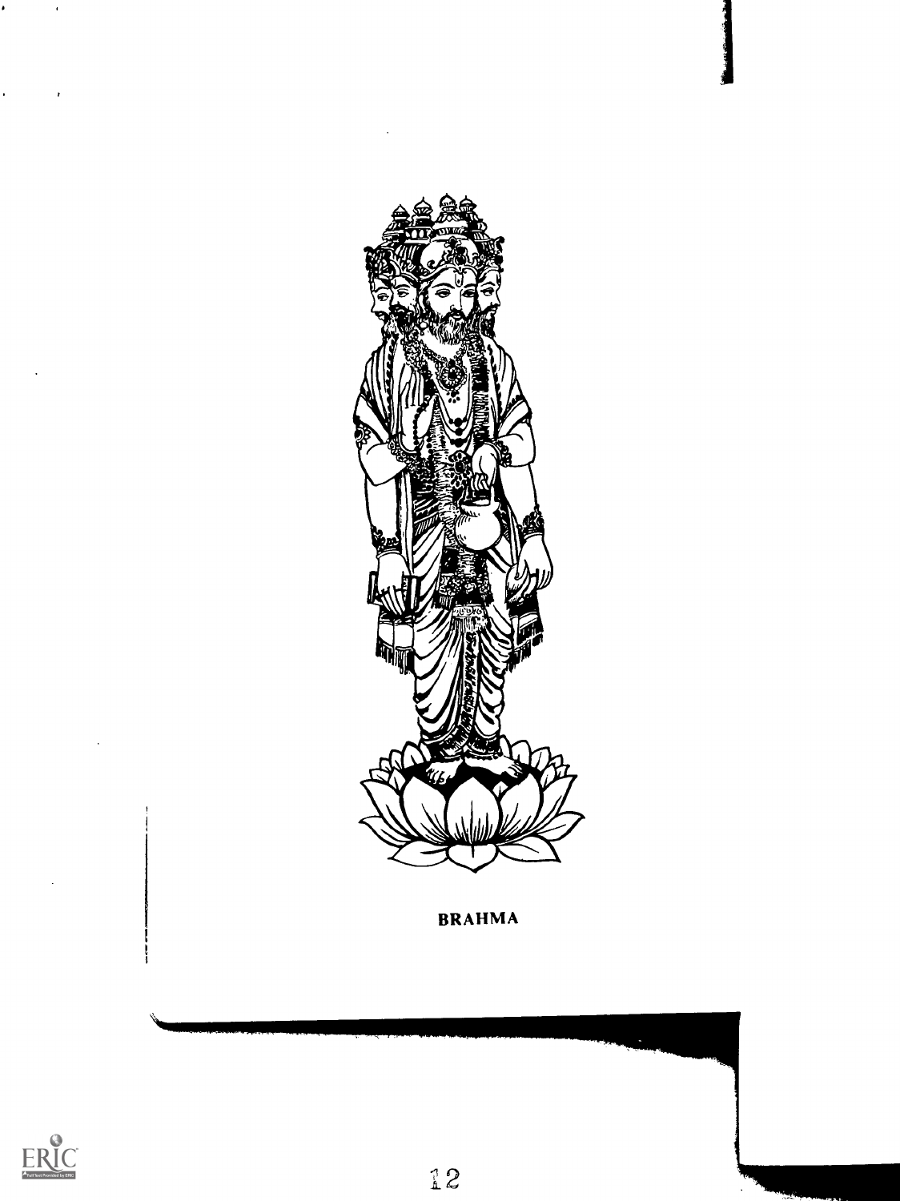BRAHMA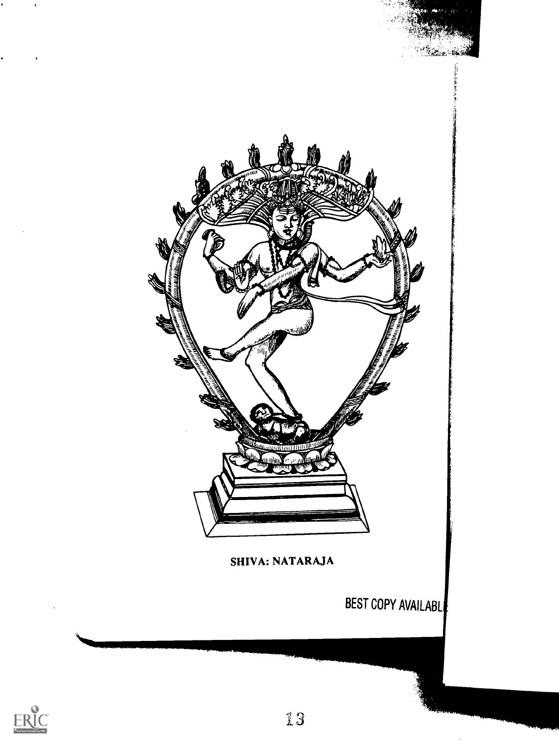SHIVA: NATARAJA

BEST COPY AVAILABLE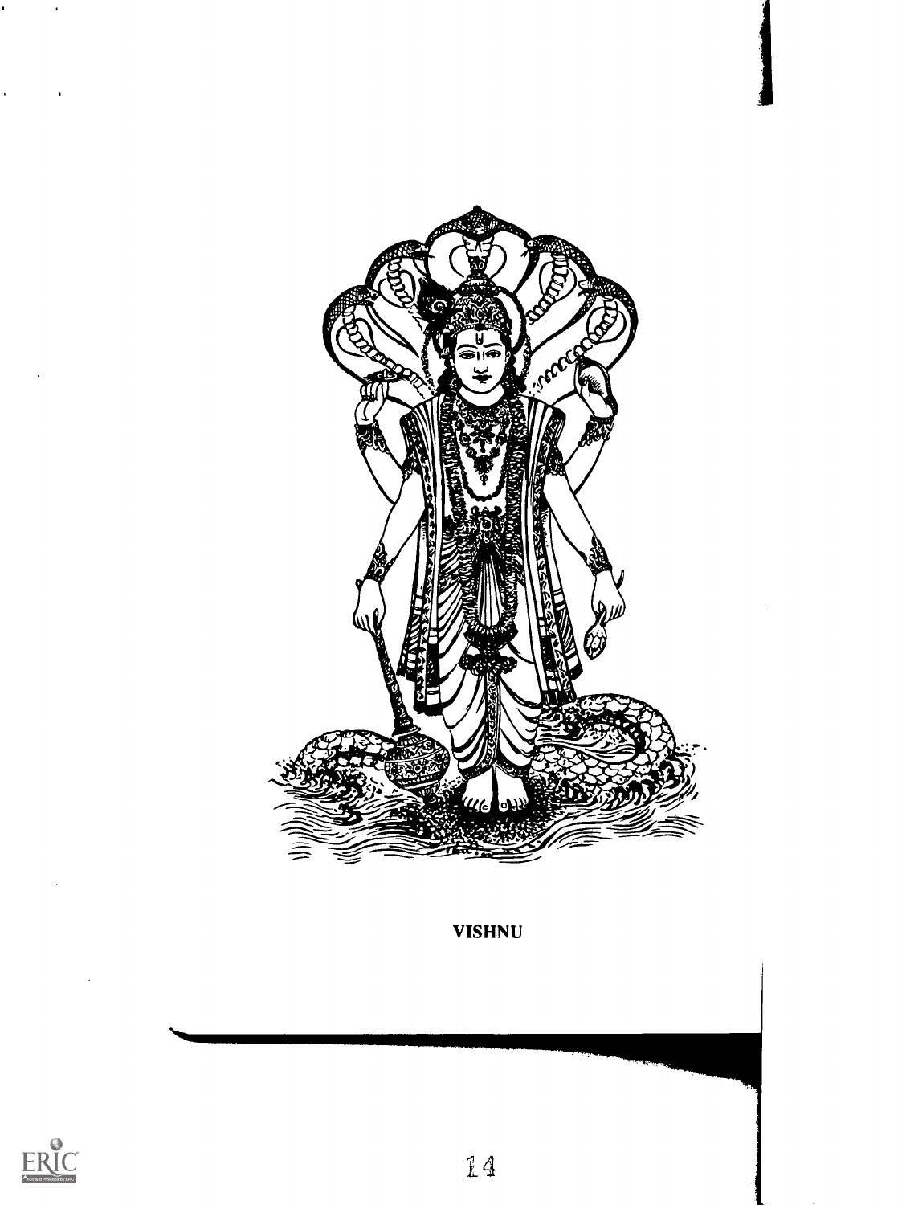VISHNU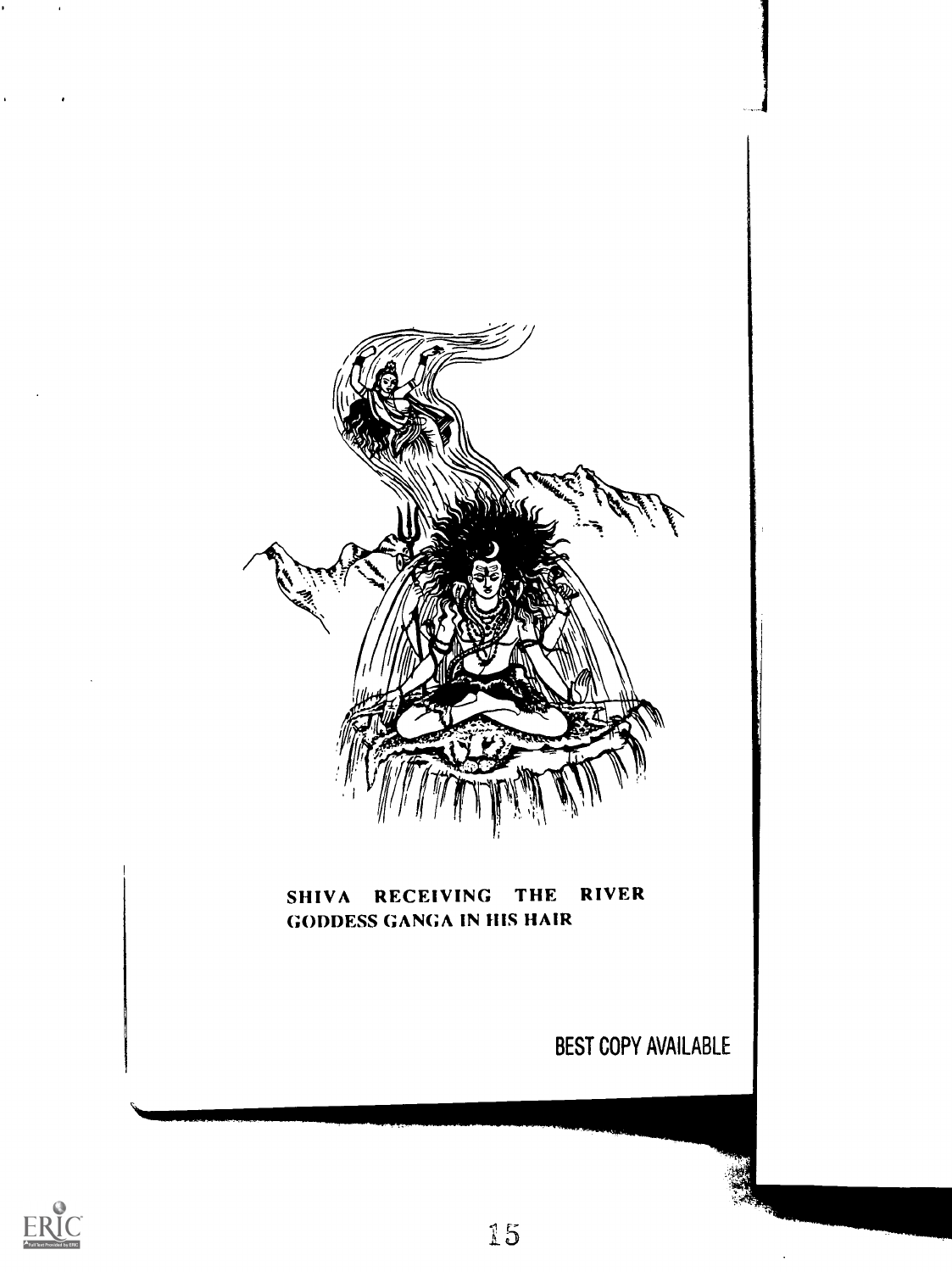SHIVA RECEIVING THE RIVER GODDESS GANGA IN HIS HAIR

BEST COPY AVAILABLE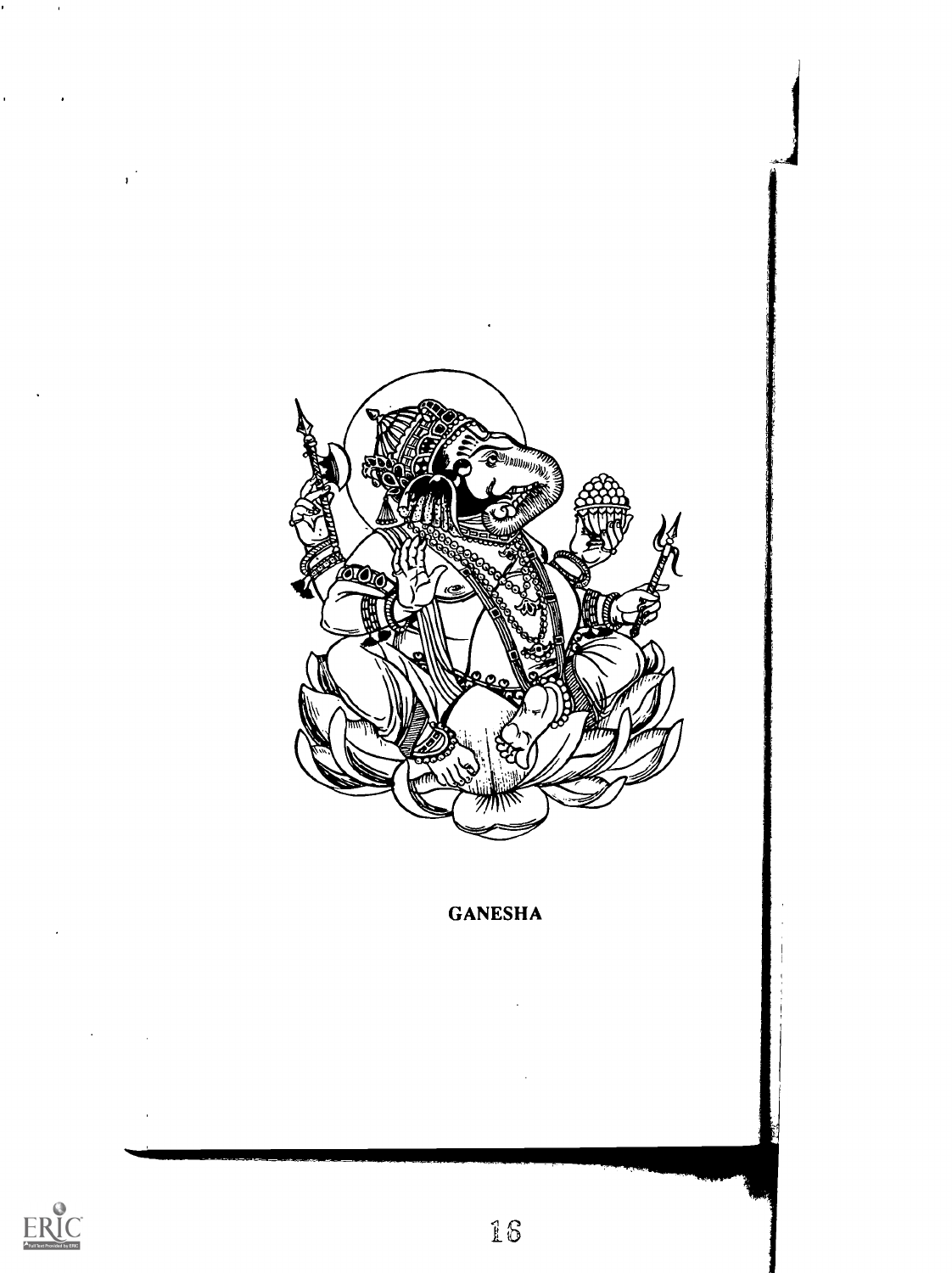GANESHA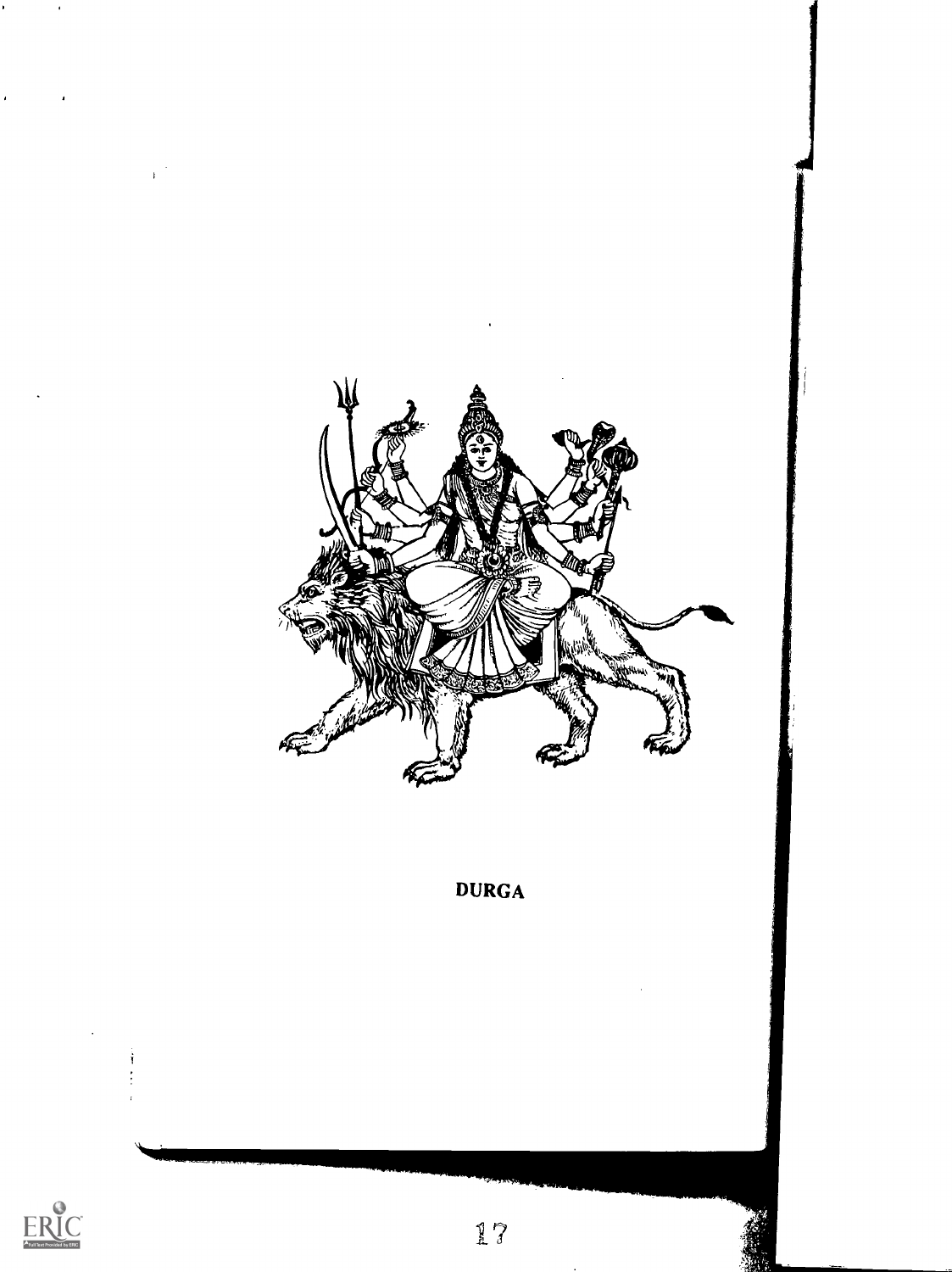DURGA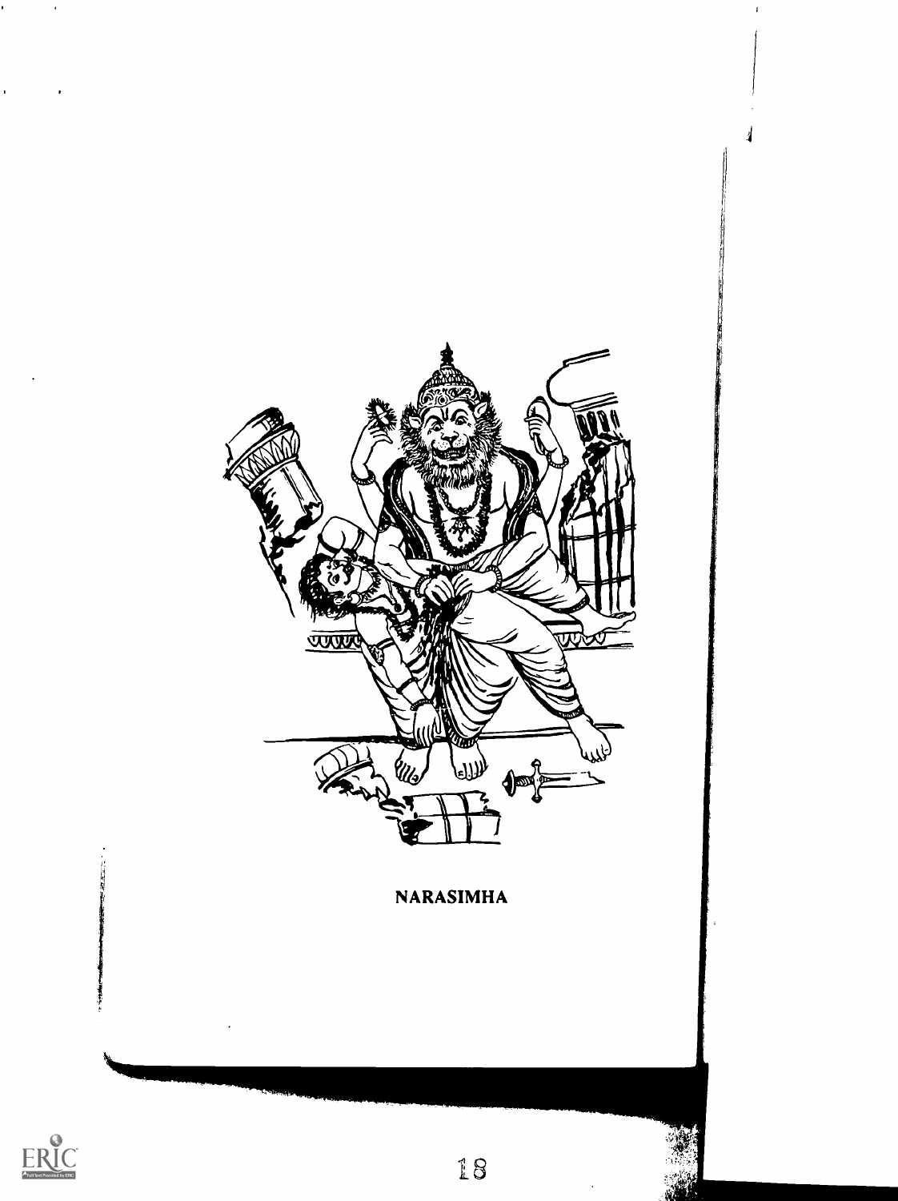NARASIMHA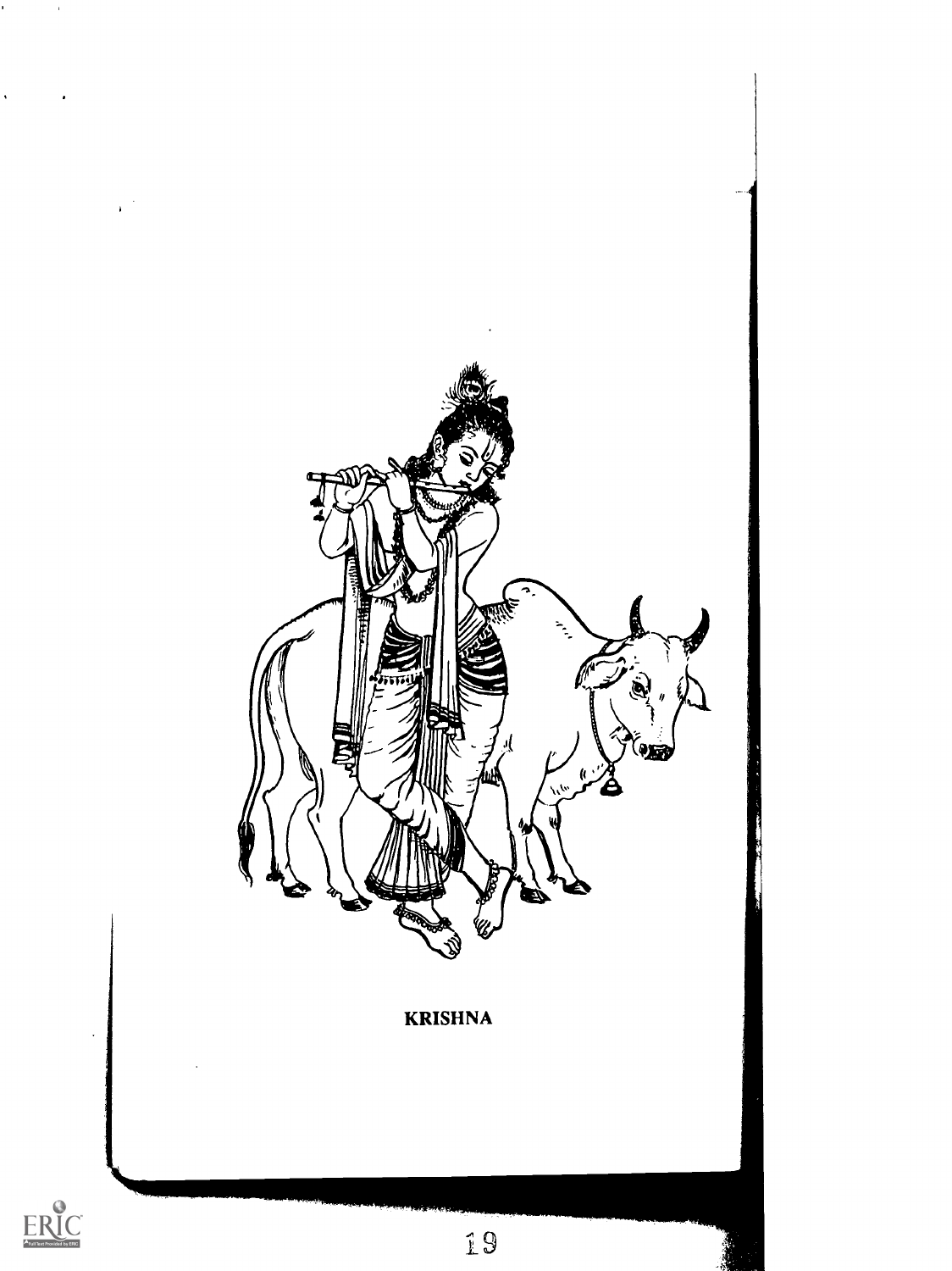KRISHNA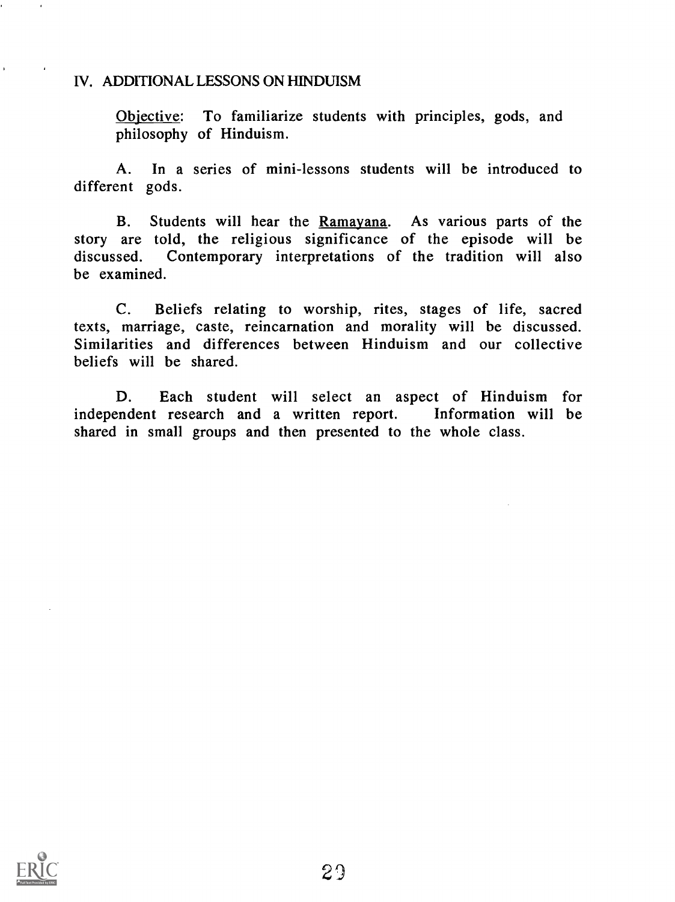## IV. ADDITIONAL LESSONS ON HINDUISM

Objective: To familiarize students with principles, gods, and philosophy of Hinduism.

A. In a series of mini-lessons students will be introduced to different gods.

B. Students will hear the Ramayana. As various parts of the story are told, the religious significance of the episode will be discussed. Contemporary interpretations of the tradition will also be examined.

C. Beliefs relating to worship, rites, stages of life, sacred texts, marriage, caste, reincarnation and morality will be discussed. Similarities and differences between Hinduism and our collective beliefs will be shared.

D. Each student will select an aspect of Hinduism for independent research and a written report. Information will be shared in small groups and then presented to the whole class.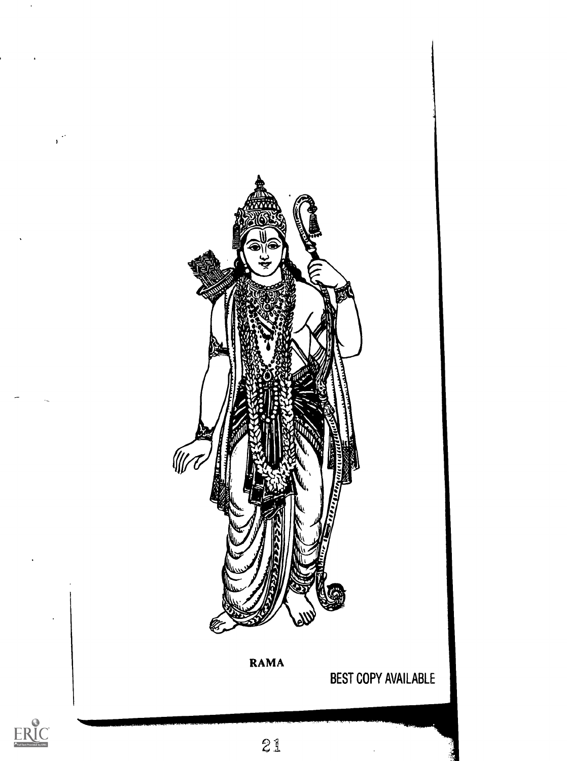RAMA

BEST COPY AVAILABLE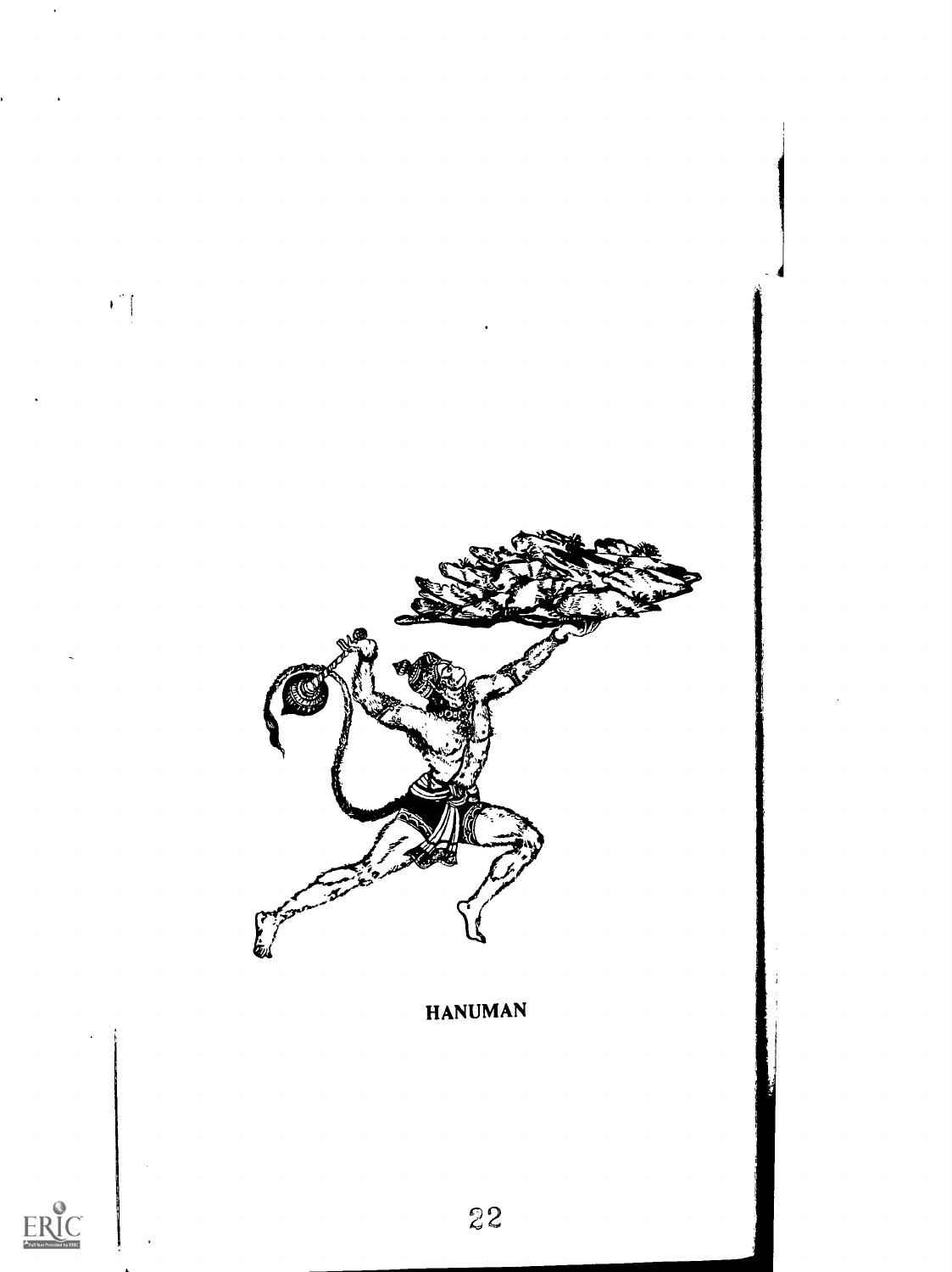HANUMAN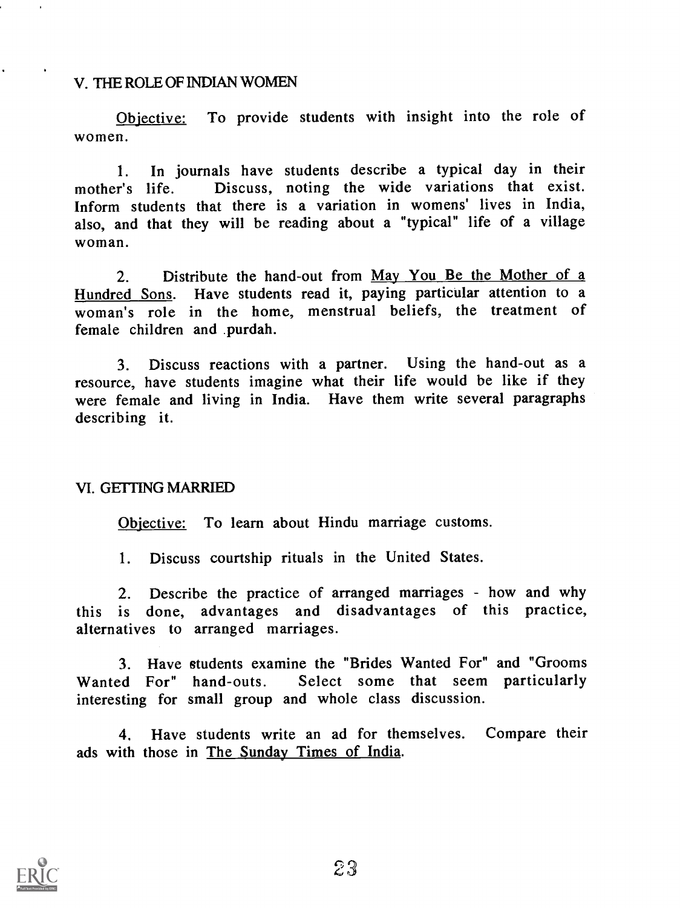## V. THE ROLE OF INDIAN WOMEN

Objective: To provide students with insight into the role of women.

1. In journals have students describe a typical day in their mother's life. Discuss, noting the wide variations that exist. Inform students that there is a variation in womens' lives in India, also, and that they will be reading about a "typical" life of a village woman.

2. Distribute the hand-out from May You Be the Mother of a Hundred Sons. Have students read it, paying particular attention to a woman's role in the home, menstrual beliefs, the treatment of female children and purdah.

3. Discuss reactions with a partner. Using the hand-out as a resource, have students imagine what their life would be like if they were female and living in India. Have them write several paragraphs describing it.

## VI. GETTING MARRIED

Objective: To learn about Hindu marriage customs.

1. Discuss courtship rituals in the United States.

2. Describe the practice of arranged marriages - how and why this is done, advantages and disadvantages of this practice, alternatives to arranged marriages.

3. Have students examine the "Brides Wanted For" and "Grooms Wanted For" hand-outs. Select some that seem particularly interesting for small group and whole class discussion.

4. Have students write an ad for themselves. Compare their ads with those in The Sunday Times of India.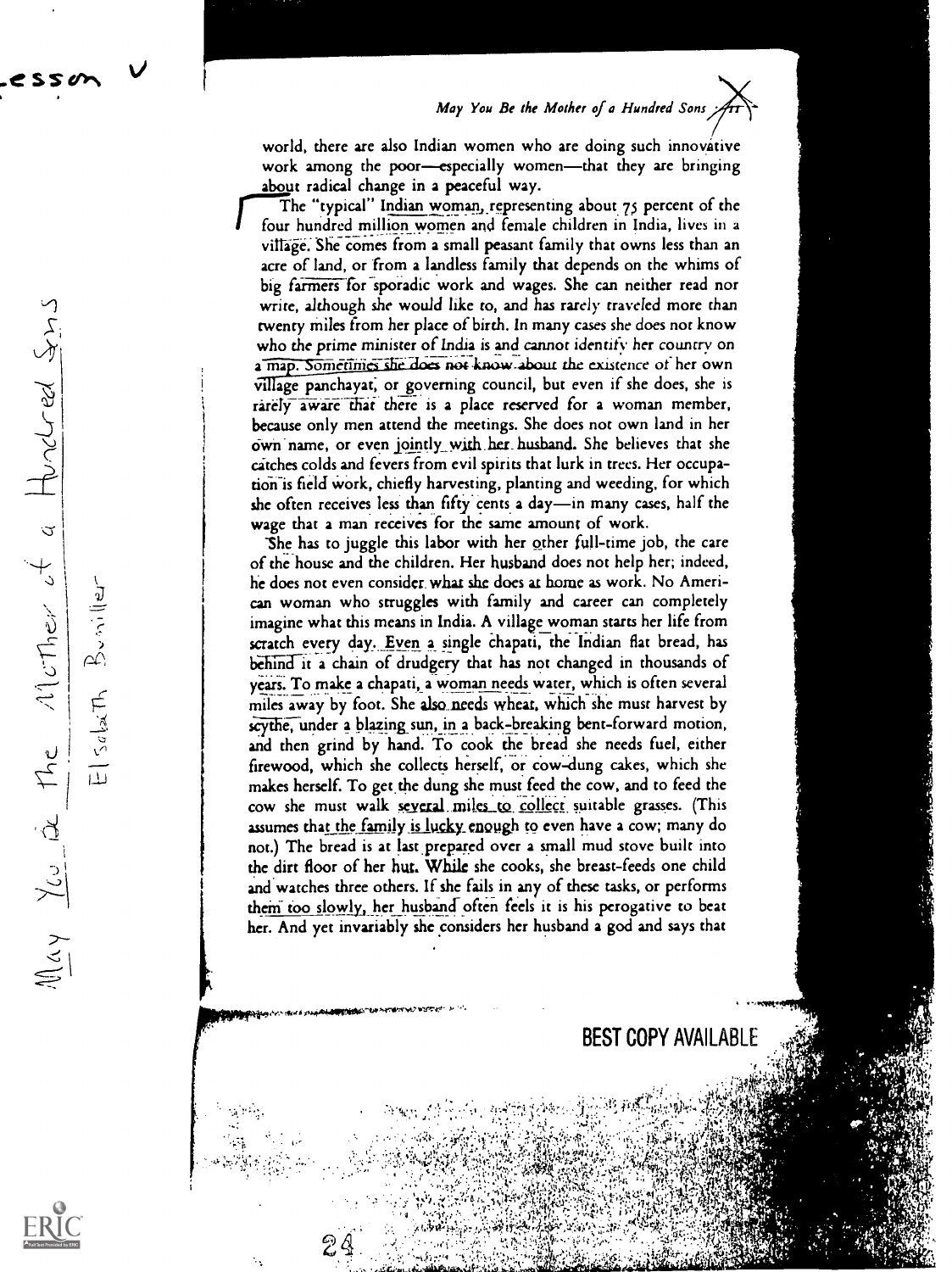world, there are also Indian women who are doing such innovative work among the poor—especially women—that they are bringing about radical change in a peaceful way.

The "typical" Indian woman, representing about 75 percent of the four hundred million women and female children in India, lives in a village. She comes from a small peasant family that owns less than an acre of land, or from a landless family that depends on the whims of big farmers for sporadic work and wages. She can neither read nor write, although she would like to, and has rarely traveled more than twenty miles from her place of birth. In many cases she does not know who the prime minister of India is and cannot identify her country on a map. Sometimes she does not know about the existence of her own village panchayat, or governing council, but even if she does, she is rarely aware that there is a place reserved for a woman member, because only men attend the meetings. She does not own land in her own name, or even jointly with her husband. She believes that she catches colds and fevers from evil spirits that lurk in trees. Her occupation is field work, chiefly harvesting, planting and weeding, for which she often receives less than fifty cents a day—in many cases, half the wage that a man receives for the same amount of work.

She has to juggle this labor with her other full-time job, the care of the house and the children. Her husband does not help her; indeed, he does not even consider what she does at home as work. No American woman who struggles with family and career can completely imagine what this means in India. A village woman starts her life from scratch every day. Even a single chapati, the Indian flat bread, has behind it a chain of drudgery that has not changed in thousands of years. To make a chapati, a woman needs water, which is often several miles away by foot. She also needs wheat, which she must harvest by scythe, under a blazing sun, in a back-breaking bent-forward motion, and then grind by hand. To cook the bread she needs fuel, either firewood, which she collects herself, or cow-dung cakes, which she makes herself. To get the dung she must feed the cow, and to feed the cow she must walk several miles to collect suitable grasses. (This assumes that the family is lucky enough to even have a cow; many do not.) The bread is at last prepared over a small mud stove built into the dirt floor of her hut. While she cooks, she breast-feeds one child and watches three others. If she fails in any of these tasks, or performs them too slowly, her husband often feels it is his perogative to beat her. And yet invariably she considers her husband a god and says that

BEST COPY AVAILABLE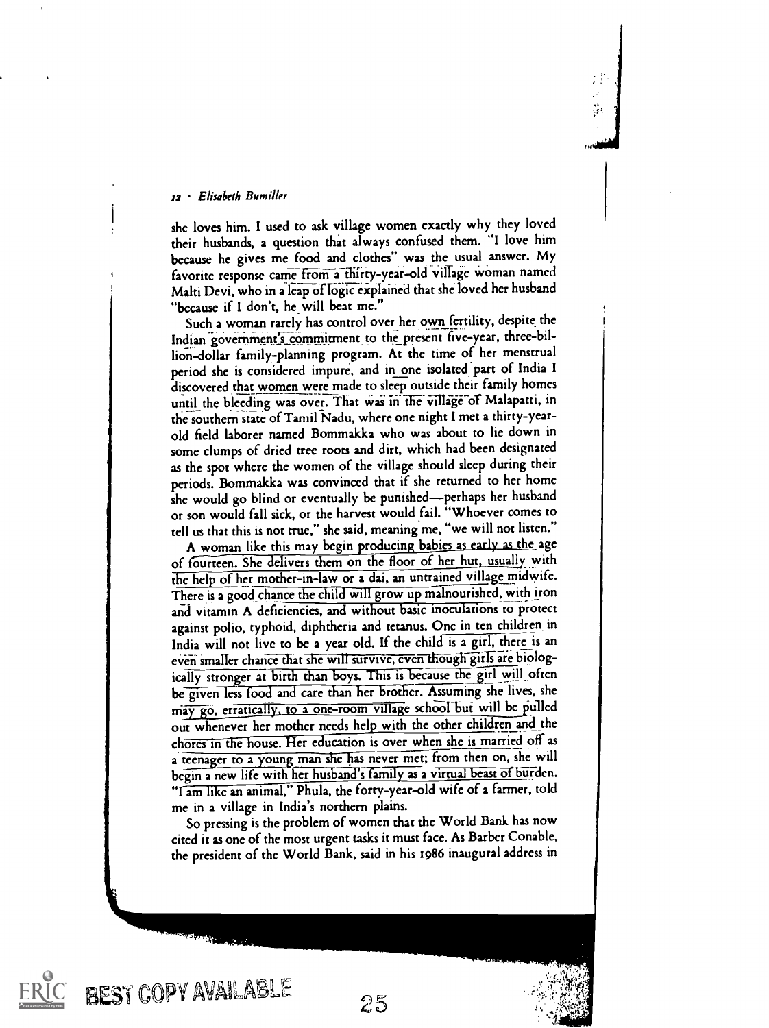she loves him. I used to ask village women exactly why they loved their husbands, a question that always confused them. "I love him because he gives me food and clothes" was the usual answer. My favorite response came from a thirty-year-old village woman named Malti Devi, who in a leap of logic explained that she loved her husband "because if I don't, he will beat me."

Such a woman rarely has control over her own fertility, despite the Indian government's commitment to the present five-year, three-billion-dollar family-planning program. At the time of her menstrual period she is considered impure, and in one isolated part of India I discovered that women were made to sleep outside their family homes until the bleeding was over. That was in the village of Malapatti, in the southern state of Tamil Nadu, where one night I met a thirty-year-old field laborer named Bommakka who was about to lie down in some clumps of dried tree roots and dirt, which had been designated as the spot where the women of the village should sleep during their periods. Bommakka was convinced that if she returned to her home she would go blind or eventually be punished—perhaps her husband or son would fall sick, or the harvest would fail. "Whoever comes to tell us that this is not true," she said, meaning me, "we will not listen."

A woman like this may begin producing babies as early as the age of fourteen. She delivers them on the floor of her hut, usually with the help of her mother-in-law or a dai, an untrained village midwife. There is a good chance the child will grow up malnourished, with iron and vitamin A deficiencies, and without basic inoculations to protect against polio, typhoid, diphtheria and tetanus. One in ten children in India will not live to be a year old. If the child is a girl, there is an even smaller chance that she will survive, even though girls are biologically stronger at birth than boys. This is because the girl will often be given less food and care than her brother. Assuming she lives, she may go, erratically, to a one-room village school but will be pulled out whenever her mother needs help with the other children and the chores in the house. Her education is over when she is married off as a teenager to a young man she has never met; from then on, she will begin a new life with her husband's family as a virtual beast of burden. "I am like an animal," Phula, the forty-year-old wife of a farmer, told me in a village in India's northern plains.

So pressing is the problem of women that the World Bank has now cited it as one of the most urgent tasks it must face. As Barber Conable, the president of the World Bank, said in his 1986 inaugural address in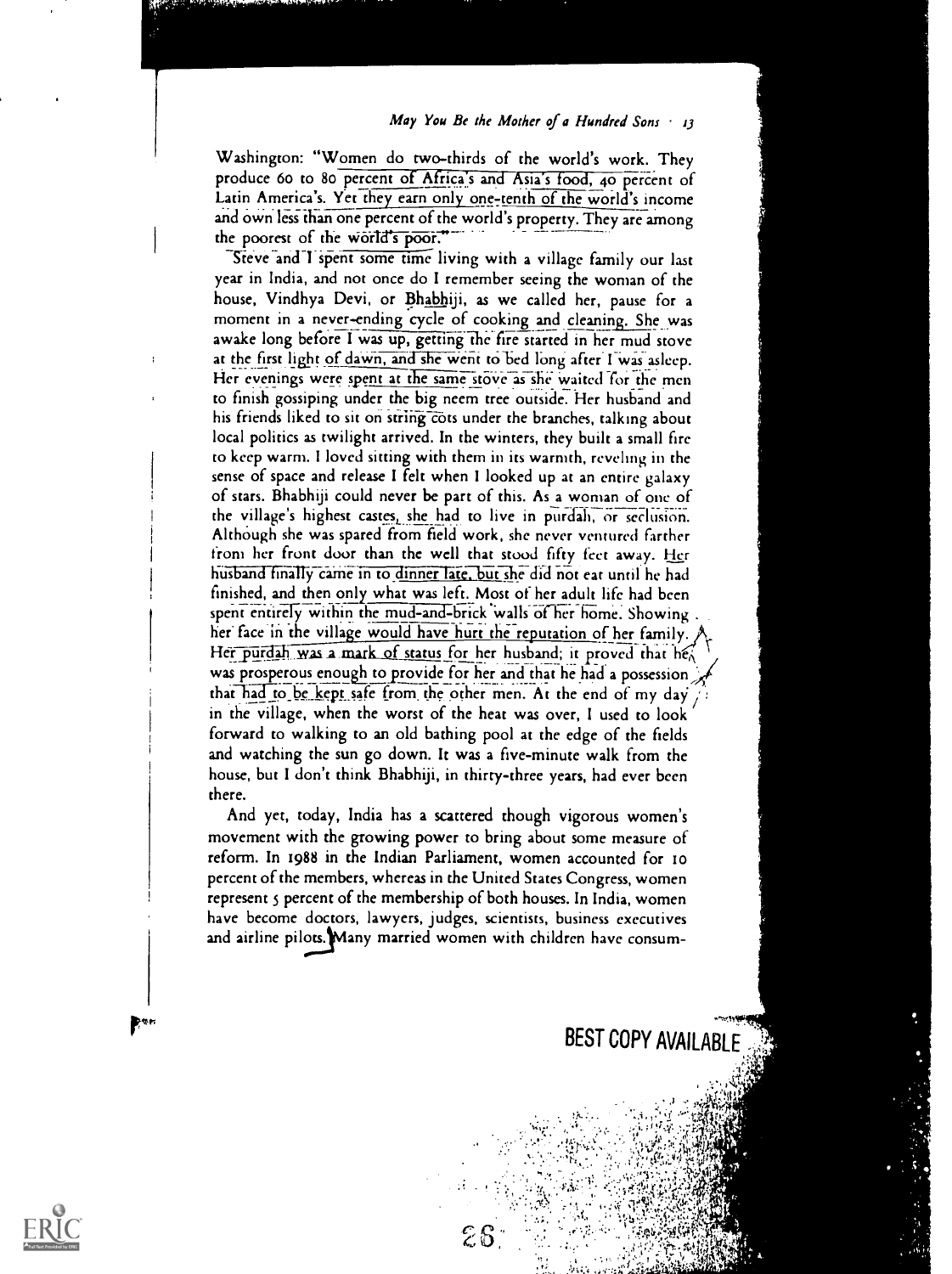Washington: "Women do two-thirds of the world's work. They produce 60 to 80 percent of Africa's and Asia's food, 40 percent of Latin America's. Yet they earn only one-tenth of the world's income and own less than one percent of the world's property. They are among the poorest of the world's poor."

Steve and I spent some time living with a village family our last year in India, and not once do I remember seeing the woman of the house, Vindhya Devi, or Bhabhiji, as we called her, pause for a moment in a never-ending cycle of cooking and cleaning. She was awake long before I was up, getting the fire started in her mud stove at the first light of dawn, and she went to bed long after I was asleep. Her evenings were spent at the same stove as she waited for the men to finish gossiping under the big neem tree outside. Her husband and his friends liked to sit on string cots under the branches, talking about local politics as twilight arrived. In the winters, they built a small fire to keep warm. I loved sitting with them in its warmth, reveling in the sense of space and release I felt when I looked up at an entire galaxy of stars. Bhabhiji could never be part of this. As a woman of one of the village's highest castes, she had to live in purdah, or seclusion. Although she was spared from field work, she never ventured farther from her front door than the well that stood fifty feet away. Her husband finally came in to dinner late, but she did not eat until he had finished, and then only what was left. Most of her adult life had been spent entirely within the mud-and-brick walls of her home. Showing her face in the village would have hurt the reputation of her family. Her purdah was a mark of status for her husband; it proved that he was prosperous enough to provide for her and that he had a possession that had to be kept safe from the other men. At the end of my day in the village, when the worst of the heat was over, I used to look forward to walking to an old bathing pool at the edge of the fields and watching the sun go down. It was a five-minute walk from the house, but I don't think Bhabhiji, in thirty-three years, had ever been there.

And yet, today, India has a scattered though vigorous women's movement with the growing power to bring about some measure of reform. In 1988 in the Indian Parliament, women accounted for 10 percent of the members, whereas in the United States Congress, women represent 5 percent of the membership of both houses. In India, women have become doctors, lawyers, judges, scientists, business executives and airline pilots. Many married women with children have consum-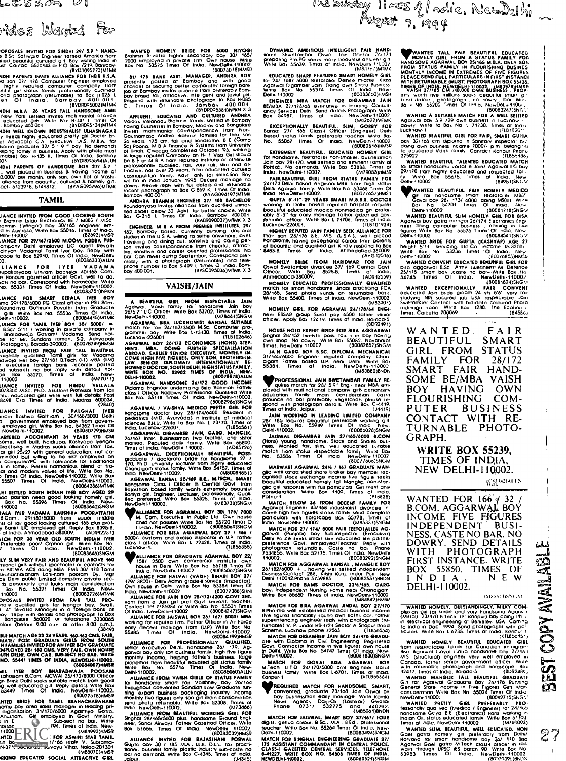Lesson 21

Brides Wanted For

The Sunday Times of India, New Delhi
August 7, 1994

PROPOSALS INVITED FOR SINDHI 29/ 5.9 " HANDsome B.Sc Software Engineer settled America from settled beautiful cultured girl. Bay visiting India in August. Contact 5520143 or P O Box 7219, Bombay. (BYD095773)MTMK

SINDHI PARENTS INVITE ALLIANCE FOR THEIR U.S.A. based son 27/ 178 Computer Engineer employed highly reputed computer company from beautiful girl status family professionally qualified. Send photograph (returnable) to Box H-023 I, Times Of India, Bombay 400 001. (BYD095002)MTMK

SINDHI M.B.A. 26 YEARS TALL HANDSOME AMIL New York settled invites matrimonial alliance from educated girls. Write Box H-041 I, Times Of India, Bombay 400 001. (BYD095134)MTMK

SINDHI WELL KNOWN INDUSTRIALIST ULHASNAGAR ... needs highly educated pretty girl Doctor Engineer Advocate C.A. Executive I.A.S. M.B.A. for ... some graduate 32/ 5 ' 9 " boy. No demands ... helping family in business. Apply with photo must (returnable) Box H-135 K, Times Of India, Bombay 400 001. (BYD095594)ALLN

SINDHI PARENTS OF HANDSOME BOY 27/ 5.7 ' ... well placed in Business & having income of ... 10,000/ per month, only son, own flat at Vashi, ... alliance from beautiful, cultured & homely girl. Contact- 5123918, 5141812. (BYAG095796)MTMK

## TAMIL

ALLIANCE INVITED FROM GOOD LOOKING SOUTH ... Brahmin Brahmin bride Electronics BE / MBBS / M.Sc ... Brahmin (Vadama) boy 26/ 165 engineer employed in Australia. Write Box 55016, Times of India, New Delhi-110002. (B2093)HMSR

ALLIANCE FOR 29/167/3500 M.COM. PGDBA PUBlic company Delhi employed LIC agent Iyer Vadama ... Vadamal Tamil Iyer boy. Reply with horoscope to Box 52910, Times Of India, New Delhi 110002. (80086333)ALLN

ALLIANCE FOR IYER VADAMA Kaundinya Gothram bachelor 40/165 Commerce Honours gazetted officer Govt. well to do. ... Correspond with horoscope. Write Box No. 55331 Times Of India, New Delhi-110002. (80083751)NPKN

ALLIANCE FOR SMART KERALA IYER BOY ... 29/178/6000 PG Classi officer in PSU Bombay. Kaundinya Gothram Revathi from Graduate girls. Write Box No. 55536 Times Of India, New Delhi-110002. (80084415)MTMK

ALLIANCE FOR TAMIL IYER BOY 35/ 5000/ — B.Sc/ 5'11 / working in private company in ... Bharadwaja Gotram/ Vadama. Send horoscope to Mr. Sundara raman, 5-2, Adhyapak ... Pratapganj, Baroda-390002. (80078749)HMSR

ALLIANCE INVITED FROM FAIR TALL BEAUTIFUL ... professionally qualified Tamil girls for Vadama ... Iyer boy 27/161 B.Tech (IIT) MBA (IIM) ... executive foreign bank recently posted ... subjects no bar reply with details horoscope Box 53270. Times of India, New Delhi-110002. (M7711)

ALLIANCE INVITED FOR HINDU VELLALA ... 27/830 M.Sc. Ph.D. Assistant Professor from ... educated girls write with full details: Post ... 8498 C/o Times of India, Madras 600034. (2840)

ALLIANCE INVITED FOR PALGHAT IYER ... Kashiva Gothram, 30/168/3000 Delhi ... government employed boy from government employed girl. Write Box No. 54352 Times Of India, New Delhi-110002. (80080729)HMSR

CHARTERED ACCOUNTANT 31 YEARS 170 CM ... handsome, well built, Naidu ... Kashyapa Iyengar ... working in Madras seeks alliance from fair, ... girl 25/27 with general education, not ... computer/PC with tolerance for traditional ... in a family. Prefers harmonious blend of traditional and modern values of life. Write Box No. 55507 Times Of India, New Delhi-110002. Write Box ... (80084286)MTMK

DELHI SETTLED SOUTH INDIAN IYER BOY AGED 29 ... good position need good looking homely girl. Write Box No. 55296 Times Of India, New Delhi-110002. (80083640)SNGM

KERALA IYER VADAMA KAUSHIKA POORATATHI ... B.Com., 29/180/5000 from upper middle ... girls of fair good looking cultured 165 plus preferably Bank/ LIC employed girl. Reply Box 8395-B, Times of India, Ahmedabad-380009. (ADR12231)

MATCH FOR 30 YEAR SOUTH INDIAN IYER ... Preferable poor/ Orphan girl. Write Box No. ... Times Of India, New Delhi-110002. (80083600)SNGM

VERY SLIM VERY FAIR AND BEAUTIFUL ABOVE 160 ... professional girls without spectacles or contacts for ... ACWA ACS doing MBA, FMS 30/ 178 Tamil ... Thiruvananthapuram ... Lakshmi, poorvam ... Delhi Public Limited Company private sector ... family personality and looks main consideration. Write Box No. 55321 Times Of India, New Delhi-110002. (80083726)MTMK

PROPOSALS INVITED FROM FAIR TALL PROFessionally qualified girls for Iyengar boy, Srivatsa, 30/ 5'10 ' Manager in a foreign bank at ... Reply with details and photograph to Box ... Bangalore 560020 or telephone 3330065 ... (Before 9.00 a.m. or after 8.00 p.m.). (3849)

SUITABLE MATCH AGE 22-24 YEARS. 160-162 CMS. FAIR, GRADUATE/ POST GRADUATE GIRLS FROM SOUTH INDIAN FAMILIES INVITED FOR AN IYER BOY GRADUATE EMPLOYED 28/ 180 CMS. VERY FAIR. OWN HOUSE IN SOUTH DELHI. OWN CAR. SUB-SECT NO BAR. WRITE BOX NO. 55441 TIMES OF INDIA, NEW DELHI-110002. (80084007)MTMK

TAMIL IYER BOY BHARADWAJA POOSAM ... B.Com/ BE ACWA 25/172/8000 Officer ... Bank Delhi seeks suitable match from good ... well educated girl. Reply details Write Box 53449 Times Of India, New Delhi-110002. (80077578)HMSR

WANTED BRIDE FOR TAMIL BRAHACHARANAM ... some boy area sales manager in leading organisation 31/170/6000 Agasthya Gotra, ... Anusham. Girl employed in Govt. Ministry, ... Sub-sect no bar. Write ... 794, Times of India, New Delhi-110002. (M8490)HMSR

... FOR ASWINI STAR TAMIL ... 1/166 reply V. Subramaniam ... Vihar, Noida-201301 (M8507)HMSR

SEEKING EDUCATED SOCIAL ATTRACTIVE GIRL ...

WANTED HOMELY BRIDE FOR 6000 NIYOGI Brahmin Srivatsa higher secondary boy 30/ 165/ 2000 employed in private firm. Own house. Write Box No. 53575 Times Of India, New Delhi-110002. (80078018)HMSR

31/ 175 BANK ASST. MANAGER, ANDHRA BOY presently posted at Bombay and with good chances of securing better corporate/ foreign bank job at Bombay invites alliance from preferably Bombay based tall, attractive, intelligent and jovial girl. Respond with returnable photograph to Box H-085 C, Times Of India, Bombay 400 001. (BYDR095381)NPKN X 3

AFFLUENT, EDUCATED AND CULTURED ANDHRA Vaidiki, Velanadu Brahmin family, settled in Bombay having businesses in Bombay, Madras and Bangalore invites matrimonial correspondence from Non-Gouthamasa Andhra Brahmin families for their son 26 years, 175 cm, fair and handsome, B.E. (Comp Sc) Poona, M.B.A Finance & Systems from University of Illinois, Chicago completed October '93, working in large reputed Company on H- 1 Visa. Girl should be B.E or M.B.A from reputed institute or otherwise professionally qualified, tall, very fair, slim and attractive, not over 23 years, from educated cultured cosmopolitan family. Advt only for selection. Boy will be in India January 1995. Decent marriage no dowry. Please reply with full details and returnable recent photograph to Box G-809 K, Times Of India, Bombay 400 001. (BYAG094197)MTMK

ANDHRA BRAHMIN ENGINEER 37/ 168 BACHELOR Koundanyasa invites alliance from qualified unmarried bride below 30. Advt for better choice. Write Box G-215 L, Times Of India, Bombay 400 001. (KABR090037)MTMK X 3

ENGINEER, M B A FROM PREMIER INSTITUTES, 29/ 182, Bombay based, currently pursuing doctoral studies in the U S A, willing to settle anywhere, loves travelling and dining out, sensitive and caring person, invites correspondence from cheerful, attractive, sensitive and career oriented professionals. No bar. Can meet during September. Correspond preferably with a photograph (Returnable) and telephone number to Box S-409 L, Times Of India, Bombay 400 001. (BYSC095036)MTMK X 3

## VAISH/JAIN

A BEAUTIFUL GIRL FROM RESPECTABLE JAIN Agarwal, Vaish family for handsome Jain boy 26/5.7' I.C. Officer. Write Box 53702, Times of India, New Delhi-110002. (M78441)SNGM

AGARWAL BISA LUCKNOWIST BANSAL SUITABLE match for Ice 24/162/3500 M.Sc. Computer programmer boy. Write Box L-73130, Times of India, Lucknow-226001. (TLB102646)

AGARWAL BOY 26/172 ECONOMICS (HONS) STEPHEN'S, MBA, DOING FURTHER SPECIALISATION ABROAD, EARLIER SENIOR EXECUTIVE, MONTHLY INCOME HIGH FIVE FIGURES, ONLY SON, BROTHERS-IN-LAW SENIOR DIPLOMAT/ INTERNATIONALLY RENOWNED DOCTOR, SOUTH DELHI, HIGH STATUS FAMILY. WRITE BOX NO. 52902 TIMES OF INDIA, NEW DELHI-110002. (80075578)ALLN

AGARWAL HANDSOME 26/172 GOOD INCOME Diploma Engineer undertaking Birla Yamaha Father class I Officer Nodowry Professional Qualified Write Box No. 55118 Times Of India, New Delhi-110002. (80082986)SNGM

AGARWAL / VAISHYA MEDICO PRETTY GIRL FOR handsome doctor boy 28/174/6400. Resident in pediatrics (MD Ayurveda) in institute of medical sciences B.H.U. Write to Box No. L 73170, Times of India, Lucknow-226001. (TLB56561)

AGGARWAL DIGAMBER JAIN, GARG, MANGLIK, 26/167 Inter, Businessman two brother, one sister married. Reputed daily family. Write Box 55890. Times of India, New Delhi-110002. (AD85720)

AGGARWAL, EXCEPTIONALLY BEAUTIFUL, POSTgraduate / doctorate bride for handsome 27 / 170, Ph.D. university lecturer from highly educated Chandigarh status family. Write Box 54757, Times of India, New Delhi-110002. (M80081851)

AGRAWAL BANSAL 25/169 B.E., M.TECH., SMART handsome Class I Officer in Central Govt. from Rajasthan based family wants extremely beautiful Baniya girl. Engineer, Lecturer, professionally, Qualified preferred. Write Box 55325, Times of India, New Delhi-110002. (M83738)SNGM

ALLIANCE FOR AGRAWAL BOY 30/ 175/ 7000 M. Com. Executive in Public Ltd. Own house. Child not possible Write Box No 55720 Times Of India, New Delhi-110002. (80085069)SNGM

ALLIANCE FOR BISA AGARWAL BOY 27 / 166 / 5000/- customs and excise inspector at U.P. father class I officer. Write Box L 72428, Times of India, Lucknow-1. (TLB56355)

ALLIANCE FOR GRADUATE AGARWAL BOY 22/ 158/ 2500 own commercial institute own house in Delhi Write Box No 55718 Times Of India, New Delhi-110002. (80085067)SNGM

ALLIANCE FOR HALVAI (VAISH) BIHARI BOY 27/ 170/ 3800/- Delhi Admn graded service (inspector). Own house in Delhi. Write Box No 53384 Times Of India, New Delhi-110002. (80077388)SHNI

ALLIANCE FOR JAIN BOY 28/172/4200 GOVT SERvant from a Jain girl pref Govt servant / teacher. Contact Tel 7185984 or Write Box No 55501 Times Of India, New Delhi-110002. (80084247)SNGM

ALLIANCE FOR JAISWAL BOY 26/ 167/ 6000/ MBA working for reputed firm. Father Officer in Air Force early decent marriage from (UP) Write Box No. 55485 Times Of India, New Delhi-110002. (80084199)HMSR

ALLIANCE FOR PROFESSIONALLY QUALIFIED, senior executive Delhi, handsome 26/ 179, Agarwal boy own business family, high five figure monthly income, helping father's business. Large properties from beautiful educated girl status family. Write Box No. 55714 Times Of India, New Delhi-110002. (80085060)ALLN

ALLIANCE FROM VAISH. GIRLS OF STATUS FAMILY for handsome smart fair Vaishnav boy 26/164 Throughout convented Scindian Law Graduate running export business packaging industry income monthly five figures only son girl main consideration send photo returnable. Write Box 52308, Times of India, New Delhi-110002. (M73466)

ALLIANCE FROM BEAUTIFUL WORKING GIRL FOR Singhal 28/165/5600 plus, handsome Ground Engineer, Sahara Airways. Father Gazetted Officer. Write Box 51666. Times Of India, New Delhi-110002. (80083032)HMSR

ALLIANCE INVITED FOR RAJASTHANI PORWAL Gupta boy 30 / 185 M.A., LL.B, D.L.L. tax practitioner, business family plastic industry sub-caste no bar no demand. Write Box C-4345. Times of India, Jaipur. (J4345)

DYNAMIC AMBITIOUS INTELLIGENT FAIR HANDsome Shwetamber Oswal Jain Doctor 24/171 preparing Pre-PG seeks really beautiful affluent girl. Write Box 55639, Times of India, New Delhi-110002. (M84727)MTMK

EDUCATED SHARP FEATURED SMART HOMELY GIRL for 24/ 168/ 5000 teetotaller Delhite middle class Agarwal Digamber Jain Doing own Share Business Write Box No 55374 Times Of India, New Delhi-110002. (80083860)HMSR

ENGINEER MBA MATCH FOR DIGAMBAR JAIN BE/MBA 27/178/68 executive in leading Consultancy Services Delhi Send details Photograph Write Box 54987, Times of India, New Delhi-110002. (M80227)MTMK

EXCEPTIONALLY BEAUTIFUL, SLIM, GORA FOR Bansal 27/ 165 Class-I Officer (Engineer) Delhi based status family preferable teacher Write Box No. 55067 Times Of India, New Delhi-110002. (80082510)HMSR

EXTREMELY BEAUTIFUL, EDUCATED HOMELY GIRL for handsome, teetotaler non-smoker, businessman Jain boy 28/170, well settled and eminent family at Rohtak. No demands. Write Box 53888. Times of India, New Delhi-110002. (M79053)HMSR

FAIR, BEAUTIFUL GIRL FROM STATUS FAMILY FOR 24/173 Delhi based engineer MBA from high status Delhi Agarwal family. Write Box No 53468 Times Of India, New Delhi-110002. (80077652)HMSR

GUPTA 5'-11"-29 YEARS SMART M.B.B.S. DOCTOR working in Delhi based reputed hospital requires beautiful educated medico nonmedico girl preferably 5'-3" for early marriage father gazetted government officer. Write Box L-71706, Times of India, Lucknow-226001. (TLB101934)

HIGHLY REPUTED JAIN FAMILY SEEK ALLIANCE FOR their son 28/176 B.E. MS (U.S.A.), well placed handsome, having exceptional career from parents of beautiful and qualified girl. Kindly respond to Box 8483-B. Times of India, Ahmedabad-380009. (AHG12516)

HOMELY BRIDE FROM HARIDWAR FOR JAIN Oswal Swetamber divorcee 37/ 169 Central Govt Officer. Write Box 8525-B. Times of India, Ahmedabad-380009. (ADR12609)

HOMELY EDUCATED PROFESSIONALLY QUALIFIED match for smart handsome Jindal practicing FCA 28/165. Send photo kundli on returnable basis. Write Box 55400, Times of India, New Delhi-110002. (M83901)

HOMELY GIRL FOR AGRAWAL 24/178/64 ENGIneer ESSAR group Surat pay 6500 father senior officer. Apply Box 12419. Times of India, Baroda-5 (BDR2491)

HOUSE HOLD EXPERT BRIDE FOR BISA AGGARWAL Singhal 28/152 twelfth pass, fair, slim boy having own shop. No dowry. Write Box 55082, Navbharat Times, New Delhi-110002. (80082857)SNGM

JAIN GARG BOY B.SC. DIPLOMA MECHANICAL 31/165/6000 Engineer reputed company Chandigarh Father based U.P. near Delhi Write Box 55384. Times of India, New Delhi-110002. (M83880)BNDN

PROFESSIONAL JAIN SWETAMBAR FAMILY REquires match for 28/ 5'9" Engr. near MBA employed with multinational company girls personality education family main consideration caste ... no bar preferably vegetarian please respond with photograph details. Write Box C-4419, Times of India, Jaipur. (J4419)

JAIN WORKING IN LEADING LIMITED COMPANY 28/ 185 requires beautiful preferable working girl. Write Box No. 55949 Times Of India, New Delhi-110002. (80086028)SNGM

JAISWAL DIGAMBAR JAIN 27/165/6000 B.COM (Hons) young, handsome, Stock and Shares business. Wanted fair, slim, well educated suitable match from status respectable family. Write Box No. 53506 Times Of India, New Delhi-110002. (80077860)SNGM

MARWARI AGARWAL 24½ / 167 GRADUATE MANglic well established share broker boy member recognised stock exchange income five figure seeks beautiful educated homely tall Manglic non-Manglic girl response with full particulars. Girl merit only consideration. Write Box 1109, Times of India, Patna-1 (P1838)

MATCH BELOW 36 FROM DECENT FAMILY FOR Agarwal Engineer 43/168 industrialist divorcee income high five figures status family send complete particulars with horoscope Box 55773, Times of India, New Delhi-110002. (M85337)SNGM

MATCH FOR 27/ 174/ 5000 FAIR TEETOTALLER AGgarwal (Punjabi) boy Sub-inspector (Executive) Delhi Police seek smart slim educated life partner preference Govt. employed/teacher. Reply with photograph returnable. Caste no bar. Phone 7534826. Write Box 52175, Times Of India, New Delhi-110002. (80083292)SNGM

MATCH FOR AGGARWAL BANSAL, MANGLIK BOY 26/182/6000 + , having well settled independent Business Contact 288, Krishna Kunj, Inder Puri, New Delhi 110012 Phone 5759885. (80082551)BNDN

MATCH FOR BAMS DOCTOR, 23½/165, GARG boy, Independent Nursing Home near Chandigarh. Write Box 55650, Times of India, New Delhi-110002. (M84842)HMSR

MATCH FOR BISA AGARWAL JINDAL BOY 27/170 B.Pharma well established medical business income five figures financially sound own kothi, car, father superintending engineer reply with photograph (returnable) V. P. Jindal HS-1/21 Sector A Sitapur Road Scheme, Lucknow phone 72063. (TLB56054)

MATCH FOR DIGAMBER JAIN BOY 24/470 GRADuate with Diploma in Civil Engineering. Registered Govt. Contractor income in five figures own house in Delhi. Write Box No. 54747 Times Of India, New Delhi-110002. (80081830)SNGM

MATCH FOR GOYAL BISA AGARWAL BOY M.Tech I.I.T.D. 24/170/5000 civil engineer status business family. Write Box L-6701, Times of India, Kanpur-1. (KTLB56884)

REQUIRED MATCH FOR HANDSOME, SMART, convented, graduate 23/168 Jain Oswal boy businessman early marriage Write Kamla News Agency. Dewas (M.P.) Phone 0731/ 532775 and 440292. (M85061)BNDN

MATCH FOR JAISWAL. SMART BOY 27/167/ FOUR digits, genuine colour, B.Sc., M.A., B.Ed., Professional teacher. Write Box No. 55264 Times Of India, New Delhi-110002. (80083494)SNGM

MATCH FOR SINGHAL ENGINEERING GRADUATE 27/ 172 ASSISTANT COMMANDANT IN CENTRAL POLICE, CLASS-I GAZETTED CENTRAL SERVICES. TELEPHONE 6-41227. WRITE BOX NO. 54303 TIMES OF INDIA, NEW DELHI-110002. (80060521)SNGM

WANTED TALL FAIR BEAUTIFUL EDUCATED HOMELY GIRL FROM A STATUS FAMILY FOR HANDSOME AGARWAL BOY 25/165 M.B.A. ONLY SON FROM STATUS FAMILY IN FLOURISHING BUSINESS MONTHLY INCOME IN EXTREMES OF FIVE FIGURES PLEASE SEND FULL PARTICULARS IN FIRST INSTANCE WITH RETURNABLE (MUST) PHOTOGRAPH BOX 55428 TIMES OF INDIA, NEW DELHI-110002. (M83978)HMSR

VAISH 27/165 CM /10,000 OWN BUSINESS, PROPerty worth five millions seeks beautiful smart girl ... send details, photograph, no dowry, bar. Write Box No 55202 Times Of India, New Delhi-110002. (80083247)SNGM

WANTED A SUITABLE MATCH FOR A WELL SETTLED Agarwal boy 5.9"/29 own business in Lucknow, no dowry. Write to Box No L 71730, Times of India, Lucknow-1 (TLB102611)

WANTED BEAUTIFUL GIRL FOR FAIR, SMART GUPTA boy 32/168 cm diploma in Sanitary Inspector ... doing own business income 7000/- p.m. belonging to educated Vaish family. Contact Kanpur Phone 275922 (TLB56136)

WANTED BEAUTIFUL TALENTED EDUCATED MATCH for smart handsome versatile Jain/ Agarwal IIT boy 29/170 from highly educated and respected family. Write Box 55675. Times of India, New Delhi-110002. (84951)SNGM

WANTED BEAUTIFUL FAIR HOMELY MEDICO girl for handsome smart teetotaler MBBS Goyal boy 28/ 173/ 6000, doing MS(III). Write Box No 54701 Times Of India, New Delhi-110002. (80081718)SNGM

WANTED BEAUTIFUL SLIM HOMELY GIRL FOR BISA Agarwal boy gotra mangal 26/174 Electronics Engineer doing computer business, earning in five figures. Write Box No 55575 Times Of India, New Delhi-110002. (80084541)SNGM

WANTED BRIDE FOR GUPTA (KASHYAP) AGE 27 height 5'11 servicing Ltd.Co income Rs 3200/ Write Box No 53236 Times Of India, New Delhi-110002. (80076855)HMSR

WANTED CONVENT EDUCATED BEAUTIFUL GIRL FOR bisa aggarwal B.Sc Army Lieutenant Air Defence 25/175 smart boy caste no bar. Write Box No 54745 Times Of India, New Delhi-110002. (80081824)SNGM

WANTED EXCEPTIONALLY FAIR CONVENT educated Jain bride groom 24 yrs 5'6" very fair studying NRI secured job USA respectable Jain Swetamber Contact with bio-data Coloured Photo marriage soon. Write Box 1288, The Economic Times, Calcutta 700069. (84586)

WANTED FAIR BEAUTIFUL SMART GIRL FROM STATUS FAMILY FOR 28/172 SMART FAIR HANDSOME BE/MBA VAISH BOY HAVING OWN FLOURISHING COMPUTER BUSINESS CONTACT WITH RETURNABLE PHOTOGRAPH.

WRITE BOX 55239, TIMES OF INDIA, NEW DELHI-110002.

(C83821)ALLN

WANTED FOR 166 / 32 / B.COM. AGGARWAL BOY INCOME FIVE FIGURES INDEPENDENT BUSINESS. CASTE NO BAR. NO DOWRY. SEND DETAILS WITH PHOTOGRAPH FIRST INSTANCE. WRITE BOX 55850. TIMES OF INDIA, NEW DELHI-110002.

(M85857)SNGM

WANTED HOMELY, OUTSTANDINGLY, MILKY COMplexion girl for smart and very handsome Agarwal (Mittal) 23/170 B.Tech (IIT Kanpur) boy doing MS in electrical engineering at Berkeley, USA. Coming to India in Dec' 1994. Send photograph with particulars. Write Box L-6735, Times of India, Kanpur-1. (KTLB5615)

WANTED HOMELY BEAUTIFUL EDUCATED GIRL from respectable family for Canadian immigrant Bisa Agarwal Goyal Gotra handsome boy 27/167 MS (structural) engineer very well employed in Canada, father senior government officer. Write with returnable photograph and horoscope Box 12417, Times of India, Baroda-5 (BDR2486)

WANTED MANGLIK TALL BEAUTIFUL GRADUATE Girl for Agarwal Graduate Boy 26/176 Running General Store Income in Five Figures Girls Merit Consideration Write Box No. 55024 Times Of India, New Delhi-110002. (80082715)SNGM

WANTED PRETTY GIRL PREFERABLY PROfessionally qualified (Medical / Engineer) for 26/165 handsome Goyal B.E. (Electronics) Hons working in Indian Oil. Status educated family. Write Box 51193 Times of India, New Delhi-110002. (M76003)

WANTED SLIM, BEAUTIFUL, WELL EDUCATED, NON Goel gotra homely girl preferably from Delhi/ Haryana for smart handsome boy 26/ 170 Bisa Agarwal Goel gotra M.Tech class I officer in railways through UPSC IES batch 90. Write Box No 53983 Times Of India, New Delhi-110002. (80079390)BNDN

BEST COPY AVAILABLE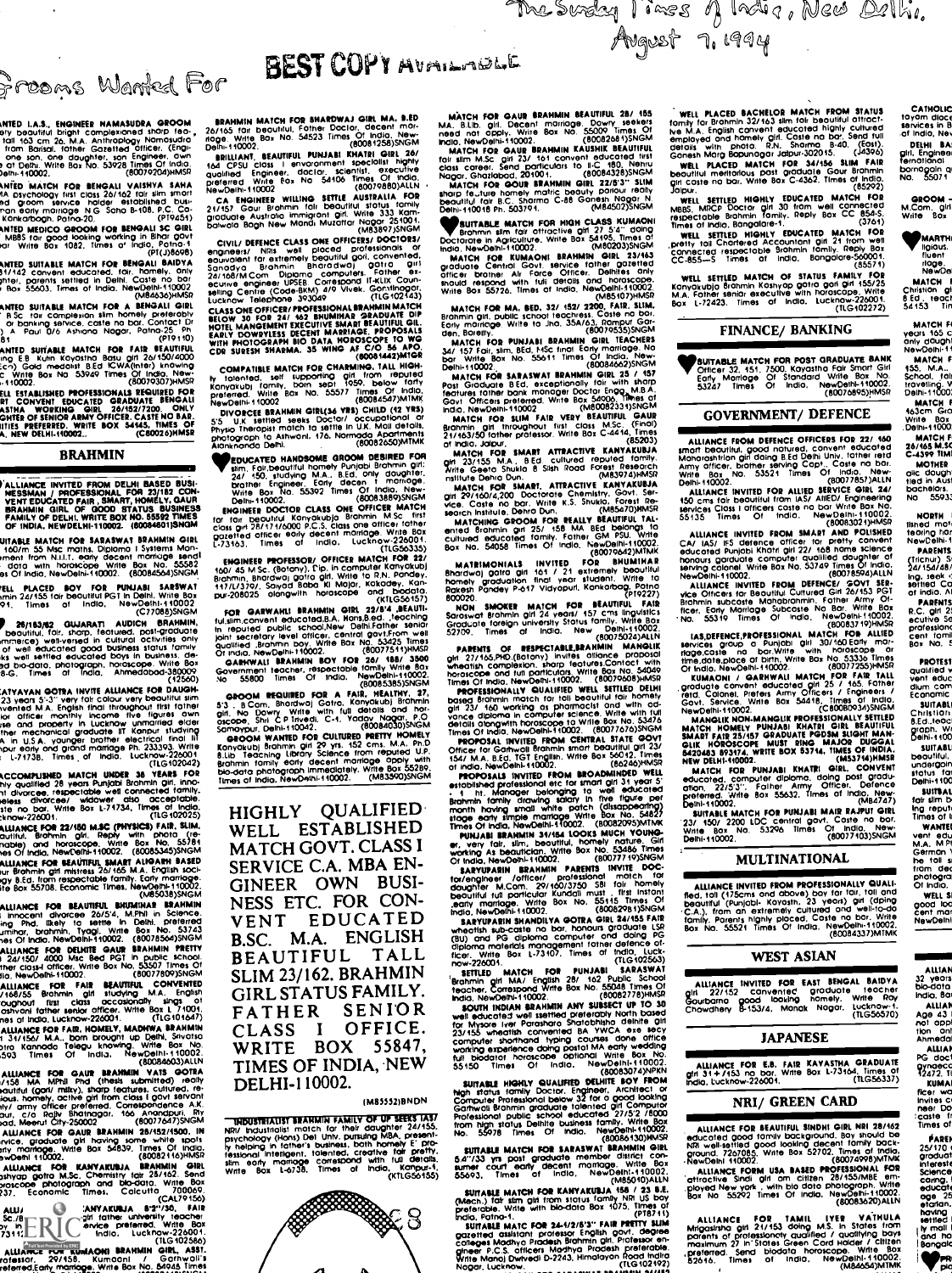The Sunday Times of India, New Delhi. August 7, 1994

Grooms Wanted For

BEST COPY AVAILABLE

WANTED I.A.S., ENGINEER NAMASUDRA GROOM very beautiful bright complexioned sharp features tall 163 cm 26, M.A. Anthropology Namasudra from Barisal, father Gazetted Officer. (Engineer) one son, one daughter, son Engineer, own house at Delhi. Write Box No. 53928 Times Of India, Delhi-110002. (80079204)HMSR

WANTED FOR BENGALI VAISHYA SAHA MA psychology first class 26/162 fair slim smart educated groom service holder established business early marriage N.G. Saha B-108, P.C. Colony Kankarbagh, Patna-20. (PT9451)

WANTED MEDICO GROOM FOR BENGALI SC GIRL MBBS fair good looking working in Bihar govt. Write Box 1082, Times of India, Patna-1 (PT(J8698)

WANTED SUITABLE MATCH FOR BENGALI BAIDYA 31/142 convent educated, fair, homely. Only daughter, parents settled in Delhi. Caste no bar Box 55603, Times of India, NewDelhi-110002 (M86636)HMSR

WANTED SUITABLE MATCH FOR A BENGALI GIRL B.Sc. fair complexion slim homely preferably in banking service, caste no bar. Contact Dr. A. Paul 0/6 Ashiana Nagar, Patna-25. Ph. 81 (PT9110)

WANTED SUITABLE MATCH FOR FAIR BEAUTIFUL young E.B. Kulin Kayastha Basu girl 26/150/4000 Govt. Gold medalist B.Ed ICWA(Inter) knowing Write Box No 53949 Times Of India, New-110002. (80079307)HMSR

WELL ESTABLISHED PROFESSIONALS REQUIRED FOR CONVENT EDUCATED GRADUATE BENGALI KAYASTHA WORKING GIRL 26/152/7200. ONLY DAUGHTER OF SENIOR ARMY OFFICER. CASTE NO BAR. PARTIES PREFERRED. WRITE BOX 54645, TIMES OF INDIA, NEW DELHI-110002. (C80026)HMSR

## BRAHMIN

ALLIANCE INVITED FROM DELHI BASED BUSINESSMAN / PROFESSIONAL FOR 23/182 CONVENT EDUCATED FAIR, SMART, HOMELY, GAUR BRAHMIN GIRL OF GOOD STATUS BUSINESS FAMILY OF DELHI. WRITE BOX NO. 55592 TIMES OF INDIA, NEWDELHI-110002. (80084601)SNGM

SUITABLE MATCH FOR SARASWAT BRAHMIN GIRL 160/m 55 Msc maths. Diploma I Systems Management from N.I.I.T. early decent marriage send data with horoscope Write Box No. 55582 Times Of India, NewDelhi-110002. (80084564)SNGM

WELL PLACED BOY FOR PUNJABI SARSWAT Brahmin 24/155 fair beautiful PGT in Delhi. Write Box 91, Times of India, NewDelhi-110002. (C77088)SNGM

26/163/62 GUJARATI AUDICH BRAHMIN, beautiful, fair, sharp, featured, post-graduate commerce, well-versed in cultural activities only of well educated good business status family seeks well settled educated boys in business, decent bio-data, photograph, horoscope. Write Box B-G, Times of India, Ahmedabad-380009 (12560)

SATYAYAN GOTRA INVITE ALLIANCE FOR DAUGHTER 23 years 5'-3" very fair colour very beautiful slim convented M.A. English final throughout first father senior officer monthly income five figures own house and property in Lucknow unmarried elder sister mechanical graduate IIT Kanpur studying in a U.S.A. younger brother electrical final IIT Kanpur early and grand marriage Ph. 233593. Write Box L-7173B, Times of India, Lucknow-226001 (TLG102042)

ACCOMPLISHED MATCH UNDER 38 YEARS FOR highly qualified 28 years Punjabi Brahmin girl, innocent divorcee, respectable well connected family, issueless divorcee/ widower also acceptable. Caste no bar. Write Box L-74734, Times of India, Lucknow-226001. (TLG102025)

ALLIANCE FOR 22/150 M.SC (PHYSICS) FAIR, SLIM, beautiful, Brahmin girl. Reply with photo (returnable) and horoscope. Write Box No. 55781 Times Of India, NewDelhi-110002. (80085345)SNGM

ALLIANCE FOR BEAUTIFUL SMART ALIGARH BASED Gaur Brahmin girl mistress 26/165 M.A. English social B.Ed. from respectable family. Early marriage. Write Box 55708. Economic Times. NewDelhi-110002. (M85038)SNGM

ALLIANCE FOR BEAUTIFUL BHUMIHAR BRAHMIN innocent divorcee 26/5'4", M.Phil in Science. Living Phd. likely to settle in Delhi, preferred Bhumihar, bhardwaj, Tyagi. Write Box No. 53743 Times Of India, NewDelhi-110002. (80078564)SNGM

ALLIANCE FOR DELHITE GAUR BRAHMIN PRETTY 24/150/ 4000 Msc Bed PGT in public school. Better class-I officer. Write Box No. 53507 Times Of India, NewDelhi-110002. (80077809)SNGM

ALLIANCE FOR FAIR BEAUTIFUL CONVENTED 24/163/65 Brahmin girl studying M.A. English throughout first class occasionally sings at Lucknow father senior officer. Write Box L-7101, Times of India, Lucknow-226001. (TLG101647)

ALLIANCE FOR FAIR, HOMELY, MADHWA BRAHMIN girl 31/156/ M.A., born brought up Delhi, Srivatsa gotra Kannada Telegu knowing. Write Box No. 55593 Times Of India, NewDelhi-110002. (80084603)ALLN

ALLIANCE FOR GAUR BRAHMIN VATS GOTRA 24/158 MA MPhil Phd (thesis submitted) really beautiful (gori, milky), sharp features, cultured, religious, homely, active girl from class I govt servant family only father entrepreneur. Correspondence A.K. Gaur, An. Rajiv Bhatnagar, 166 Anandpuri, Rly Road, Meerut City-250002. (80077647)SNGM

ALLIANCE FOR GAUR BRAHMIN 25/152/4500. IN service, graduate girl having some white spots Early marriage. Write Box 54839, Times Of India, NewDelhi-110002. (80082116)HMSR

ALLIANCE FOR KANYAKUBJA BRAHMIN GIRL Kashyap gotra M.Sc. Chemistry fair 28/162. Send horoscope photograph and bio-data. Write Box 237, Economic Times, Calcutta 700069. (CAL79156)

ALLIANCE FOR KANYAKUBJA 8'2"/30, FAIR ... girl father university teacher ... service preferred. Write Box ... Times of India, Lucknow-226001. (TLG102586)

ALLIANCE FOR KUMAONI BRAHMIN GIRL, ASST. Professor, 29/158, Kumaoni ... Gotra ... preferred. Early marriage. Write Box No. 54945 Times

BRAHMIN MATCH FOR BHARDWAJ GIRL MA. B.ED 26/165 fair beautiful, Father Doctor, decent marriage. Write Box No. 54523 Times Of India, New-Delhi-110002. (80081258)SNGM

BRILLIANT, BEAUTIFUL PUNJABI KHATRI GIRL 26/ 164 CPSU class I environment specialist highly qualified Engineer, doctor, scientist, executive preferred. Write Box No 54106 Times Of India, NewDelhi-110002. (80079880)ALLN

C.A. ENGINEER WILLING SETTLE AUSTRALIA FOR 21/157 Gaur Brahmin fair beautiful status family graduate Australia immigrant girl. Write 333 Kamla Bagh New Mandi Muzaffar Nagar 251001. (M83897)SNGM

CIVIL/ DEFENCE CLASS ONE OFFICERS/ DOCTORS/ engineers/ NRIs well placed professionals or equivalent for extremely beautiful gori, convented, Sanadya Brahmin Bharadwaj gotra girl 24/168/M.Com Diploma computers. Father executive engineer UPSEB. Correspond IT-KLIX Counselling Centre (Code-BKM) 4/9 Vivek, Gomtinagar, Lucknow Telephone 393049 (TLG102143)

CLASS ONE OFFICER/ PROFESSIONAL BRAHMIN MATCH BELOW 30 FOR 24/ 162 BHUMIHAR GRADUATE DIP HOTEL MANAGEMENT EXECUTIVE SMART BEAUTIFUL GIRL. EARLY DOWRYLESS DECENT MARRIAGE. PROPOSALS WITH PHOTOGRAPH BIO DATA HOROSCOPE TO WG CDR SURESH SHARMA. 35 WING AF C/O 56 APO. (80081442)MTGR

COMPATIBLE MATCH FOR CHARMING, TALL HIGHLY talented, self supporting girl from reputed Kanyakubj family, born sept 1959, below forty preferred. Write Box No. 55577 Times Of India, NewDelhi-110002. (80084547)MTMK

DIVORCEE BRAHMIN GIRL(36 YRS) CHILD (12 YRS) 5'5 U.K settled seeks Doctor/ occupational or Physio therapist match to settle in U.K. Mail details, photograph to Ashwani, 176, Narmada Apartments Alaknanda Delhi. (80082650)MTMK

EDUCATED HANDSOME GROOM DESIRED FOR slim, Fair, beautiful homely Punjabi Brahmin girl, 24/ 150, studying M.A., B.Ed. Only daughter, Brother Engineer. Early decent marriage. Write Box No. 55392 Times Of India, New-Delhi-110002. (80083880)SNGM

ENGINEER DOCTOR CLASS ONE OFFICER MATCH for fair beautiful Kanyakubja Brahmin M.Sc. first class girl 28/171/6000 P.C.S. class one officer father gazetted officer early decent marriage. Write Box L-73163, Times of India, Lucknow-226001. (TLG56335)

ENGINEER PROFESSOR/ OFFICER MATCH FOR 22/ 160/ 45 M.Sc. (Botany), Dip. in computer Kanyakubj Brahmin, Bhardwaj gotra girl. Write to R.N. Pandey, 117/L/370/, Saiyad Baba Ki Majar, Kakadey, Kanpur-208025 alongwith horoscope and biodata. (KTLG56157)

FOR GARHWALI BRAHMIN GIRL 23/8'4 ,BEAUTIful, slim, convent educated, B.A. Hons, B.ed., teaching in reputed public school, New Delhi. Father senior joint secretary level officer, central govt. From well qualified, Brahmin boy. Write Box No. 53425 Times Of India, NewDelhi-110002. (80077511)HMSR

GARHWALI BRAHMIN BOY FOR 26/ 188/ 3500 Government teacher, respectable family. Write Box No. 55800 Times Of India, NewDelhi-110002. (80085385)SNGM

GROOM REQUIRED FOR A FAIR, HEALTHY, 27, 5'3", B.Com. Bhardwaj Gotra, Kanyakubj Brahmin girl. No Dowry. Write with full details and horoscope. Shri C P Trivedi, C-1, Yadav Nagar, P.O. Samaypur, Delhi-110042. (80084030)SNGM

GROOM WANTED FOR CULTURED PRETTY HOMELY Kanyakubj Brahmin girl 29 yrs, 152 cms. M.A. Ph.D B.Lib Teaching Library Science from reputed U.P. Brahmin family early decent marriage. Apply with bio-data photograph immediately. Write Box 55289, Times of India, NewDelhi-110002. (M83590)SNGM

HIGHLY QUALIFIED WELL ESTABLISHED MATCH GOVT. CLASS I SERVICE C.A. MBA ENGINEER OWN BUSINESS ETC. FOR CONVENT EDUCATED B.SC. M.A. ENGLISH BEAUTIFUL TALL SLIM 23/162. BRAHMIN GIRL STATUS FAMILY. FATHER SENIOR CLASS I OFFICE. WRITE BOX 55847, TIMES OF INDIA, NEW DELHI-110002.

(M85552)BNDN

INDUSTRIALIST BRAHMIN FAMILY OF UP SEEKS IAS/ NRI/ Industrialist match for their daughter 24/155, psychology (Hons) Del Univ. pursuing MBA, presently helping in father's business, both homely & professional intelligent, talented, creative fair sporting, slim early marriage correspond with full details. Write Box L-6738, Times of India, Kanpur-1. (KTLG56155)

MATCH FOR GAUR BRAHMIN BEAUTIFUL 28/ 155 MA. B.Lib. girl. Decent marriage. Dowry seekers need not apply. Write Box No. 55009 Times Of India, NewDelhi-110002. (80082681)SNGM

MATCH FOR GAUR BRAHMIN KAUSHIK BEAUTIFUL fair slim M.Sc girl 23/ 161 convent educated first class career. Send particulars to II-C 180, Nehru Nagar, Ghaziabad, 201001. (80084328)SNGM

MATCH FOR GOUR BRAHMIN GIRL 22/5'3" SLIM sharp feature homely matric beauty parlour really beautiful for B.C. Sharma C-88 Ganesh Nagar N. Delhi-110018 Ph. 503791. (M84502)SNGM

SUITABLE MATCH FOR HIGH CLASS KUMAONI Brahmin slim fair attractive girl 27 5'4" doing Doctorate in Agriculture. Write Box 54495, Times of India, NewDelhi-110002. (M80203)SNGM

MATCH FOR KUMAONI BRAHMIN GIRL 23/163 graduate Central Govt. service father gazetted officer Brother Air Force Officer. Delhites only should respond with full details and horoscope. Write Box 55726, Times of India, NewDelhi-110002. (M85107)HMSR

MATCH FOR MA. BED. 32/ 152/ 2200, FAIR, SLIM, Brahmin girl, public school teacher. Caste no bar. Early marriage. Write to Jha, 35A/63, Rampur Garden, Bareilly. (80079535)SNGM

MATCH FOR PUNJABI BRAHMIN GIRL TEACHERS 34/ 157 Fair, slim, BEd, MSc final. Early marriage. No bar. Write Box No. 55611 Times Of India, NewDelhi-110002. (80084662)SNGM

MATCH FOR SARASWAT BRAHMIN GIRL 25 / 157 Post Graduate B.Ed. exceptionally fair with sharp features father bank manager Doctor Engg. M.B.A. Govt Officers preferred. Write Box 54006, Times of India, NewDelhi-110002. (M80082331)SNGM

MATCH FOR SLIM FAIR VERY BEAUTIFUL GAUR Brahmin girl throughout first class M.Sc. (Final) 21/163/50 father professor. Write Box C-4414, Times of India, Jaipur. (85203)

MATCH FOR SMART ATTRACTIVE KANYAKUBJA girl 23/155, MA, BEd cultured reputed family. Write Geeta Shukla 8 Sish Road Forest Research Institute Dehra Dun. (M83974)HMSR

MATCH FOR SMART, ATTRACTIVE KANYAKUBJA girl 29/160/4,200 Doctorate Chemistry. Govt. Service. Caste no bar. Write K.S. Shukla, Forest Research Institute, Dehra Dun. (M85470)MMSR

MATCHING GROOM FOR REALLY BEAUTIFUL TALented Brahmin girl 25/ 158 MA BEd belongs to cultured educated family. Father GM PSU. Write Box No. 54058 Times Of India, NewDelhi-110002. (80079642)MTMK

MATRIMONIALS INVITED FOR BHUMIHAR Bhardwaj gotra girl 161 / 21 extremely beautiful honours graduation final year student. Write to Rakesh Pandey P-617 Vidyapuri, Kankarbag, Patna 800020. (PT9227)

NON SMOKER MATCH FOR BEAUTIFUL FAIR Saraswat Brahmin girl 24 years/ 157 cms linguistics Graduate foreign university Status family. Write Box 52709, Times of India, New Delhi-110002. (80075024)ALLN

PARENTS OF RESPECTABLE BRAHMIN MANGLIK girl 27/165,PHD.(Botany) invites alliance proposal wheatish complexion, sharp features. Contact with horoscope and full particulars. Write Box No. 54049 Times Of India, NewDelhi-110002. (80079608)HMSR

PROFESSIONALLY QUALIFIED WELL SETTLED DELHI based Brahmin match for tall beautiful fair homely girl 23/ 160 working as pharmacist and with advance diploma in computer science. Write with full details alongwith horoscope to Write Box No. 53476 Times Of India, NewDelhi-110002. (80077676)SNGM

PROPOSAL INVITED FROM CENTRAL STATE GOVT Officer for Garhwali Brahmin smart beautiful girl 23/ 154/ M.A. B.Ed. TGT English. Write Box 56012, Times of India, NewDelhi-110002. (86246)HMSR

PROPOSALS INVITED FROM BROADMINDED WELL established professional etc for smart girl 31 year 5' 1" of Manager belonging to well educated Brahmin family drawing salary in five figure per month having small white patch (disappearing) stage early simple marriage. Write Box No. 54827 Times Of India, NewDelhi-110002. (80082095)MTMK

PUNJABI BRAHMIN 34/156 LOOKS MUCH YOUNGer, very fair, slim, beautiful, homely nature. Girl working as beautician. Write Box No. 53486 Times Of India, NewDelhi-110002. (80077719)SNGM

SARYUPARIN BRAHMIN PARENTS INVITE DOCtor/engineer /officer/ professional match for daughter M.Com. 29/160/3750 SBI fair homely beautiful full particular Kundali must, first instant early marriage. Write Box No. 55415 Times Of India, NewDelhi-110002. (80082981)SNGM

SARYUPARIN SHANDILYA GOTRA GIRL 24/155 FAIR wheatish sub-caste no bar, honours graduate LSR (DU) and PG diploma computer and doing PG diploma materials management father defence officer. Write Box L-73107, Times of India, Lucknow-226001. (TLG102563)

SETTLED MATCH FOR PUNJABI SARASWAT Brahmin girl MA/ English 28/ 162 Public School teacher. Correspond Write Box No. 55048 Times Of India, NewDelhi-110002. (80082776)HMSR

SOUTH INDIAN BRAHMIN ANY SUBSECT UP TO 30 well educated well settled preferably North based for Mysore Iyer Parashara Shatabhisha delhite girl 23/155 wheatish convented BA YWCA exe secy computer shorthand typing courses done office working experience doing postal MA early wedding full biodata horoscope optional. Write Box No. 55150 Times Of India, NewDelhi-110002. (80083074)NPKN

SUITABLE HIGHLY QUALIFIED DELHITE BOY FROM high status family Doctor, Engineer, Architect or Computer Professional below 32 for a good looking Garhwali Brahmin graduate talented girl Computer Professional public school educated 27/5'2 /8000 from high status Delhite business family. Write Box No. 55978 Times Of India, NewDelhi-110002. (80086130)HMSR

SUITABLE MATCH FOR SARASWAT BRAHMIN GIRL 5.4"/33 yrs post graduate member district consumer court early decent marriage. Write Box 55693. Times of India, NewDelhi-110002. (M85010)ALLN

SUITABLE MATCH FOR KANYAKUBJA 158 / 23 B.E. (Mech.) fair slim girl from status family NRI US boy preferable. Write with bio-data Box 1075. Times of India, Patna-1. (PT8711)

SUITABLE MATCH FOR 24+1/2/5'3" FAIR PRETTY SLIM gazetted assistant professor English govt. degree colleges Madhya Pradesh Brahmin girl. Professor engineer P.C.S. officers Madhya Pradesh preferable. Write Manoj Dwivedi D-2243, Himalayan Road India Nagar, Lucknow. (TLG102192)

WELL PLACED BACHELOR MATCH FROM STATUS family for Brahmin 32/163 slim fair beautiful attractive M.A. English convent educated highly cultured employed and homely girl. Caste no bar. Send full details with photo. R.N. Sharma 8-40, (East), Ganesh Marg Bapunagar Jaipur-302015. (J4396)

WELL PLACED MATCH FOR 34/156 SLIM FAIR beautiful meritorious post graduate Gour Brahmin girl caste no bar. Write Box C-4362. Times of India, Jaipur. (85292)

WELL SETTLED HIGHLY EDUCATED MATCH FOR MBBS. MRCP Doctor girl 30 from well connected respectable Brahmin family. Reply Box CC 858-5, Times of India, Bangalore-1. (3761)

WELL SETTLED HIGHLY EDUCATED MATCH FOR pretty tall Chartered Accountant girl 21 from well connected respectable Brahmin family. Reply Box CC-855—5 Times of India, Bangalore-560001. (85571)

WELL SETTLED MATCH OF STATUS FAMILY FOR Kanyakubja Brahmin Kashyap gotra gori girl 155/25 M.A. Father senior executive with horoscope. Write Box L-72423, Times of India, Lucknow-226001. (TLG102272)

## FINANCE/ BANKING

SUITABLE MATCH FOR POST GRADUATE BANK Officer 32, 151, 7500, Kayastha Fair Smart Girl Early Marriage Of Standard Write Box No. 53267 Times Of India, NewDelhi-110002. (80076895)HMSR

## GOVERNMENT/ DEFENCE

ALLIANCE FROM DEFENCE OFFICERS FOR 22/ 160 smart beautiful, good natured, convent educated Maharashtrian girl doing B.Ed Delhi Univ, father retd Army officer, brother serving Capt. Caste no bar. Write Box No. 53521 Times Of India, NewDelhi-110002. (80077857)ALLN

ALLIANCE INVITED FOR ALLIED SERVICE GIRL 24/ 150 cms fair beautiful from IAS/ AllIED/ Engineering services Class I officers caste no bar. Write Box No. 55135 Times Of India, NewDelhi-110002. (80083021)HMSR

ALLIANCE INVITED FROM SMART AND POLISHED CA/ IAS/ IFS defence officer for pretty convent educated Punjabi Khatri girl 22/ 168 home science honours graduate computer qualified daughter of serving colonel. Write Box No. 53749 Times Of India, NewDelhi-110002. (80078594)ALLN

ALLIANCE INVITED FROM DEFENCE/ GOVT SERvice Officers for Beautiful Cultured Girl 26/153 PGT Brahmin subcaste Mahabrahmin. Father Army Officer. Early Marriage Subcaste No Bar. Write Box No. 55319 Times Of India, NewDelhi-110002. (80083719)HMSR

IAS,DEFENCE,PROFESSIONAL MATCH FOR ALLIED services group a Punjabi girl 30/160 Early marriage caste no bar write with horoscope or time,date,place of birth. Write Box No. 53336 Times Of India, NewDelhi-110002. (80077255)HMSR

KUMAONI / GARHWALI MATCH FOR FAIR TALL graduate convent educated girl 25 / 165. Father retd. Colonel. Prefers Army Officers / Engineers / Govt. Service. Write Box 54418, Times of India, NewDelhi-110002. (C80080934)SNGM

MANGLIK NON-MANGLIK PROFESSIONALLY SETTLED MATCH HOMELY PUNJABI KHATRI GIRL BEAUTIFUL SMART FAIR 25/157 GRADUATE FROM SLIGHT MANGLIK HOROSCOPE MUST RING MAJOR DUGGAL 5420483 893174. WRITE BOX 53714, TIMES OF INDIA, NEW DELHI-110002. (M85374)HMSR

MATCH FOR PUNJABI KHATRI GIRL CONVENT educated, computer diploma, doing post graduation, 22/5'3". Father Army Officer. Defence preferred. Write Box 55632, Times of India, NewDelhi-110002. (M84747)

SUITABLE MATCH FOR PUNJABI MAIR RAJPUT GIRL 23/ 150/ 2200 LDC central govt. Caste no bar. Write Box No. 53296 Times Of India, NewDelhi-110002. (80077103)SNGM

## MULTINATIONAL

ALLIANCE INVITED FROM PROFESSIONALLY QUALIfied, tall (175cms and above) boy for fair, tall and beautiful (Punjabi- Kayasth, 23 years) girl (doing C.A.), from an extremely cultured and well-to-do family. Parents highly placed. Caste no bar. Write Box No. 55521 Times Of India, NewDelhi-110002. (80084337)MTMK

## WEST ASIAN

ALLIANCE INVITED FOR EAST BENGAL BAIDYA girl 22/152 convented graduate teacher Gourbarna good looking homely. Write Roy Chowdhery B-153/4, Manak Nagar, Lucknow-1. (TLG56570)

## JAPANESE

ALLIANCE FOR E.B. FAIR KAYASTHA GRADUATE girl 31+/153 no bar. Write Box L-73164, Times of India, Lucknow-226001. (TLG56337)

## NRI/ GREEN CARD

ALLIANCE FOR BEAUTIFUL SINDHI GIRL NRI 28/162 educated good family background. Boy should be NRI well-settled good looking decent family background. 7267085. Write Box 52702, Times of India, NewDelhi-110002. (80074998)MTMK

ALLIANCE FROM USA BASED PROFESSIONAL FOR attractive Sindhi girl am citizen 28/155/MBE employed New york with bio data photograph. Write Box No. 55292 Times Of India, NewDelhi-110002. (80083620)ALLN

ALLIANCE FOR TAMIL IYER VATHULA Mirgasirsha girl 21/153 doing M.S. in States from parents of professionally qualified / qualifying boys maximum 27 in States Green Card Holder / Citizen preferred. Send biodata horoscope. Write Box 52616, Times of India, NewDelhi-110002. (M84654)MTMK

CATHOLIC ... services in B... of India, New...

DELHI BA... girl, Engineer... International ... bornagain g... No. 55071

GROOM - ... M.Com. girl ... Write Box

MARTH... ligious, ... fluent ... riage. ... NewDe...

MATCH ... Christian gi... B.Ed., teach... 54153 Tim...

MATCH F... years 165 c... only daught... NewDelhi-11...

MATCH F... 155, M.A., ... School, tall... travelling. W... Delhi-11000...

MATCH ... 163cm Gi... Write Box ... Delhi-11000...

MATCH F... 26/165 M.SC... C-4399 TIME...

MOTHER ... olic daugh... tled in Aust... bachelors. ... No 55932...

NORTH ... itimed mat... teaching far... NewDelhi-1...

PARENTS ... (Tricnur) S... 24/154/48/... ing, seek ... settled Ca... of India, N...

PARENTS ... R.C. girl 2... ecutive Se... professiona... cent famil... Box No. 5...

PROTEST... qualified ... vent educ... dium com... Economic ...

SUITABL... Christian ... B.Ed.,teac... graph. W... Delhi-110...

SUITABL... beautiful, ... undergoin... status fa... Delhi-110...

SUITABL... fair slim b... ing reputa... Times of I...

WANTED... vent edu... M.A. M.Ph... German. ... he toll ... from dec... photogra... Of India, ...

WELL S... good loo... ent mar... NewDelhi...

ALLIAN... 32 years ... bio-data ... India, Ba...

ALLIAN... Age 43 ... not app... tion an... Ahmedal...

ALLIA... PG doc... gynaeco... 72672, Ti...

KUMA... ficer wo... invites c... neer Do... caste n... Times of...

PARE... 25/170 ... graduat... interest... Science... caring, ... educat... age 25... etarian,... having ... settled ... ly mail ... and ha... Bangalo...

PR... pic...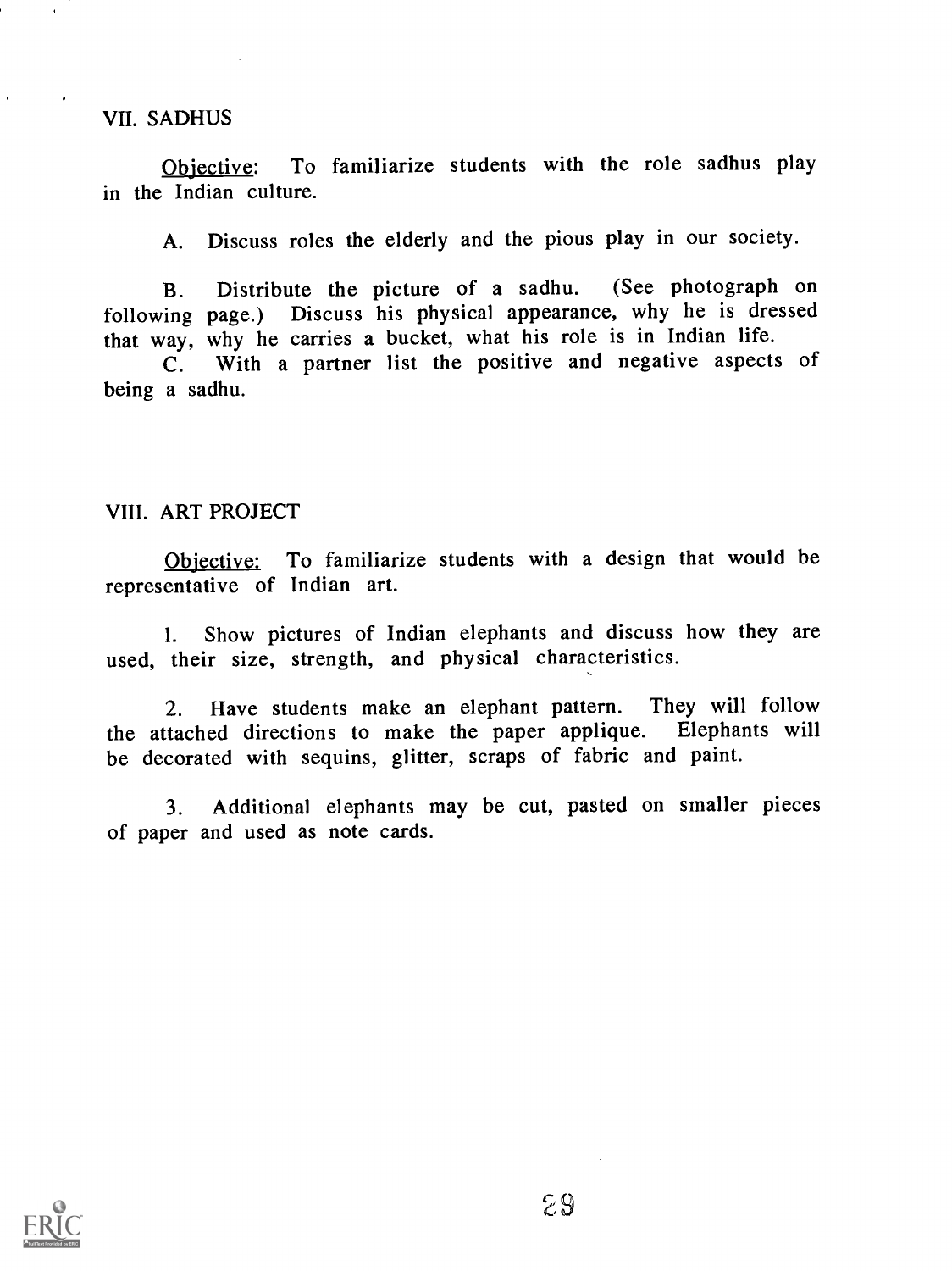## VII. SADHUS

Objective: To familiarize students with the role sadhus play in the Indian culture.

A. Discuss roles the elderly and the pious play in our society.

B. Distribute the picture of a sadhu. (See photograph on following page.) Discuss his physical appearance, why he is dressed that way, why he carries a bucket, what his role is in Indian life.

C. With a partner list the positive and negative aspects of being a sadhu.

## VIII. ART PROJECT

Objective: To familiarize students with a design that would be representative of Indian art.

1. Show pictures of Indian elephants and discuss how they are used, their size, strength, and physical characteristics.

2. Have students make an elephant pattern. They will follow the attached directions to make the paper applique. Elephants will be decorated with sequins, glitter, scraps of fabric and paint.

3. Additional elephants may be cut, pasted on smaller pieces of paper and used as note cards.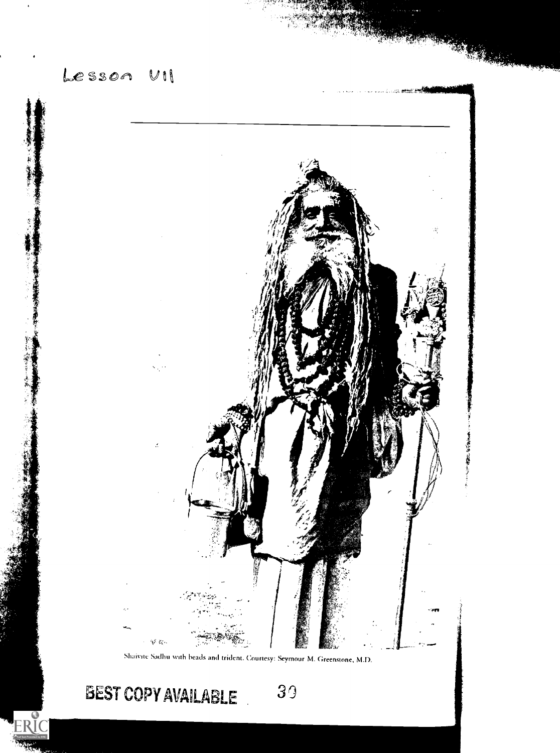Lesson VII

Shaivite Sadhu with beads and trident. Courtesy: Seymour M. Greenstone, M.D.

BEST COPY AVAILABLE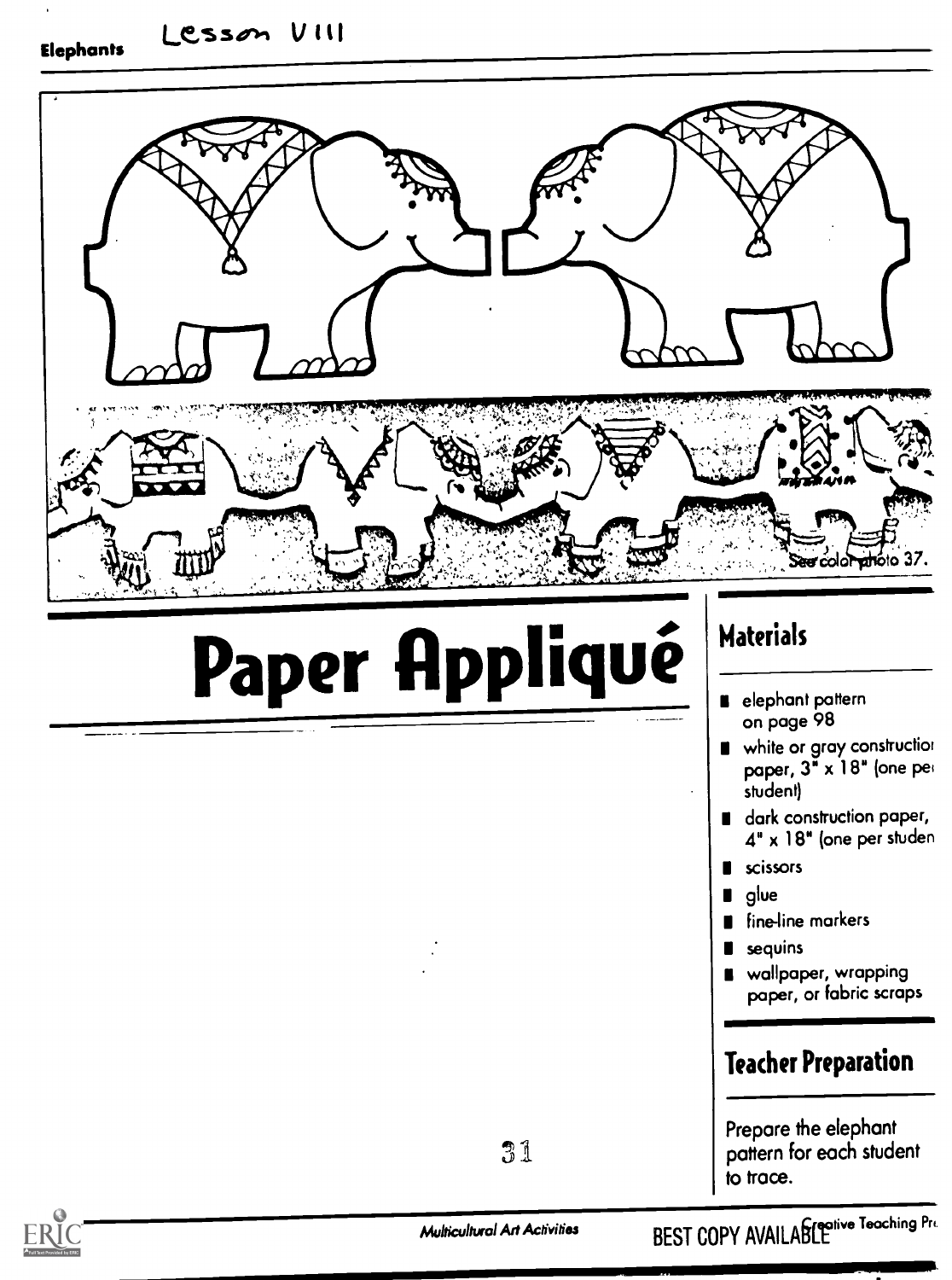Lesson VIII

See color photo 37.

# Paper Appliqué

## Materials

- elephant pattern on page 98
- white or gray constructior paper, 3" x 18" (one pe student)
- dark construction paper, 4" x 18" (one per studen
- scissors
- glue
- fine-line markers
- sequins
- wallpaper, wrapping paper, or fabric scraps

## Teacher Preparation

Prepare the elephant pattern for each student to trace.

BEST COPY AVAILABLE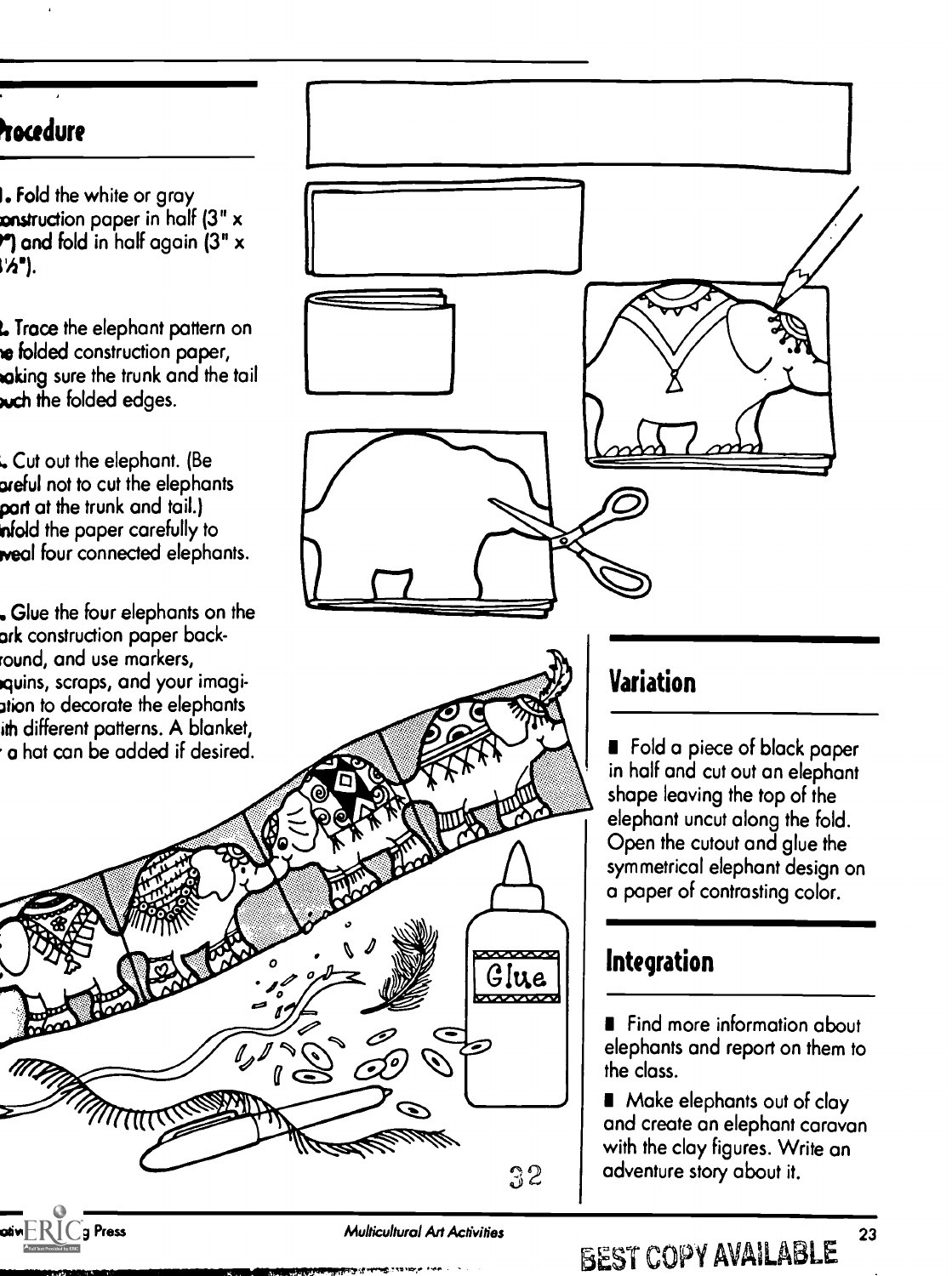## Procedure

1. Fold the white or gray construction paper in half (3" x ") and fold in half again (3" x ½").

2. Trace the elephant pattern on the folded construction paper, making sure the trunk and the tail touch the folded edges.

3. Cut out the elephant. (Be careful not to cut the elephants apart at the trunk and tail.) Unfold the paper carefully to reveal four connected elephants.

4. Glue the four elephants on the dark construction paper background, and use markers, sequins, scraps, and your imagination to decorate the elephants with different patterns. A blanket, or a hat can be added if desired.

## Variation

- Fold a piece of black paper in half and cut out an elephant shape leaving the top of the elephant uncut along the fold. Open the cutout and glue the symmetrical elephant design on a paper of contrasting color.

## Integration

- Find more information about elephants and report on them to the class.
- Make elephants out of clay and create an elephant caravan with the clay figures. Write an adventure story about it.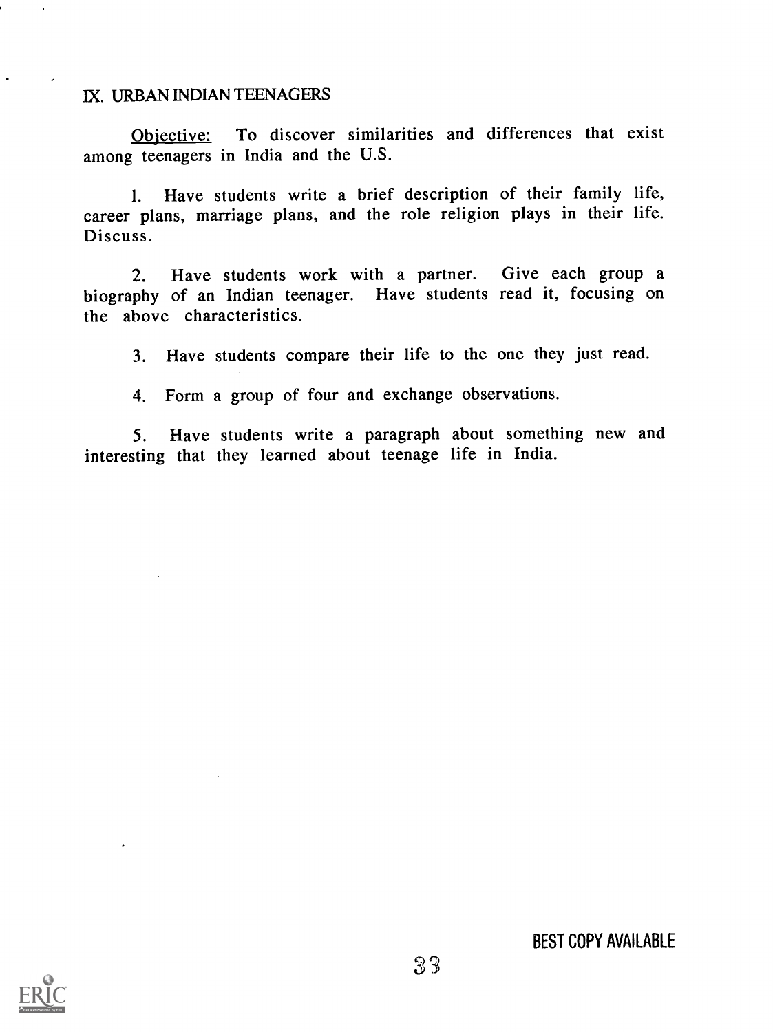## IX. URBAN INDIAN TEENAGERS

Objective: To discover similarities and differences that exist among teenagers in India and the U.S.

1. Have students write a brief description of their family life, career plans, marriage plans, and the role religion plays in their life. Discuss.

2. Have students work with a partner. Give each group a biography of an Indian teenager. Have students read it, focusing on the above characteristics.

3. Have students compare their life to the one they just read.

4. Form a group of four and exchange observations.

5. Have students write a paragraph about something new and interesting that they learned about teenage life in India.

BEST COPY AVAILABLE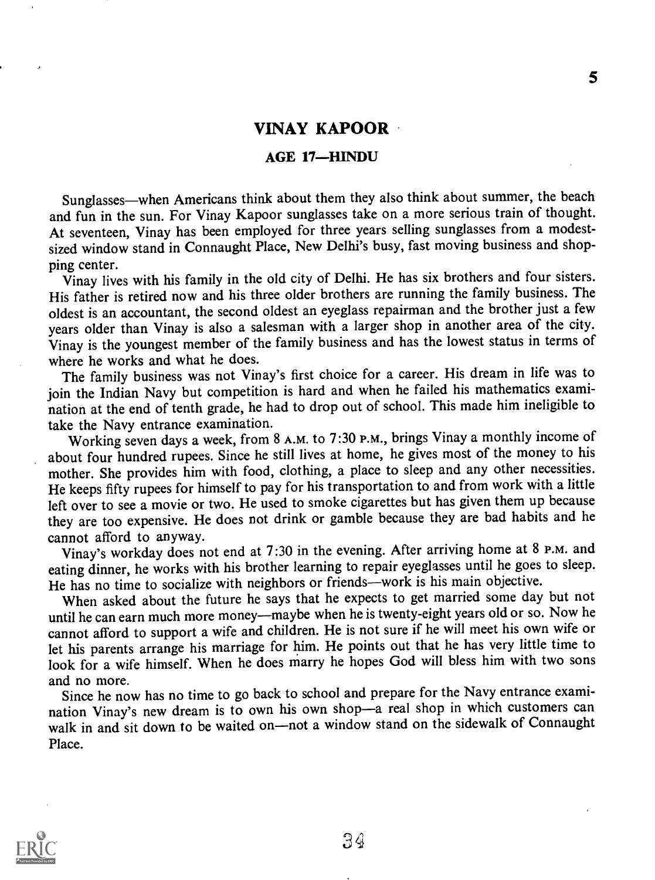## VINAY KAPOOR

### AGE 17—HINDU

Sunglasses—when Americans think about them they also think about summer, the beach and fun in the sun. For Vinay Kapoor sunglasses take on a more serious train of thought. At seventeen, Vinay has been employed for three years selling sunglasses from a modest-sized window stand in Connaught Place, New Delhi's busy, fast moving business and shopping center.

Vinay lives with his family in the old city of Delhi. He has six brothers and four sisters. His father is retired now and his three older brothers are running the family business. The oldest is an accountant, the second oldest an eyeglass repairman and the brother just a few years older than Vinay is also a salesman with a larger shop in another area of the city. Vinay is the youngest member of the family business and has the lowest status in terms of where he works and what he does.

The family business was not Vinay's first choice for a career. His dream in life was to join the Indian Navy but competition is hard and when he failed his mathematics examination at the end of tenth grade, he had to drop out of school. This made him ineligible to take the Navy entrance examination.

Working seven days a week, from 8 A.M. to 7:30 P.M., brings Vinay a monthly income of about four hundred rupees. Since he still lives at home, he gives most of the money to his mother. She provides him with food, clothing, a place to sleep and any other necessities. He keeps fifty rupees for himself to pay for his transportation to and from work with a little left over to see a movie or two. He used to smoke cigarettes but has given them up because they are too expensive. He does not drink or gamble because they are bad habits and he cannot afford to anyway.

Vinay's workday does not end at 7:30 in the evening. After arriving home at 8 P.M. and eating dinner, he works with his brother learning to repair eyeglasses until he goes to sleep. He has no time to socialize with neighbors or friends—work is his main objective.

When asked about the future he says that he expects to get married some day but not until he can earn much more money—maybe when he is twenty-eight years old or so. Now he cannot afford to support a wife and children. He is not sure if he will meet his own wife or let his parents arrange his marriage for him. He points out that he has very little time to look for a wife himself. When he does marry he hopes God will bless him with two sons and no more.

Since he now has no time to go back to school and prepare for the Navy entrance examination Vinay's new dream is to own his own shop—a real shop in which customers can walk in and sit down to be waited on—not a window stand on the sidewalk of Connaught Place.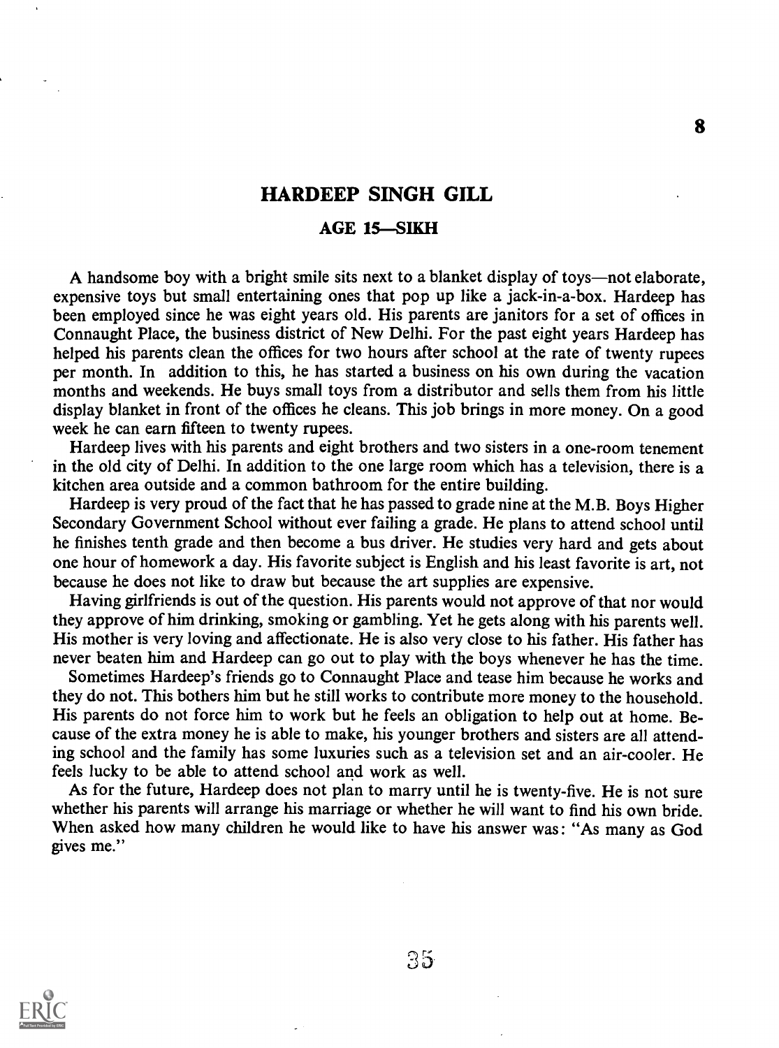## HARDEEP SINGH GILL

### AGE 15—SIKH

A handsome boy with a bright smile sits next to a blanket display of toys—not elaborate, expensive toys but small entertaining ones that pop up like a jack-in-a-box. Hardeep has been employed since he was eight years old. His parents are janitors for a set of offices in Connaught Place, the business district of New Delhi. For the past eight years Hardeep has helped his parents clean the offices for two hours after school at the rate of twenty rupees per month. In addition to this, he has started a business on his own during the vacation months and weekends. He buys small toys from a distributor and sells them from his little display blanket in front of the offices he cleans. This job brings in more money. On a good week he can earn fifteen to twenty rupees.

Hardeep lives with his parents and eight brothers and two sisters in a one-room tenement in the old city of Delhi. In addition to the one large room which has a television, there is a kitchen area outside and a common bathroom for the entire building.

Hardeep is very proud of the fact that he has passed to grade nine at the M.B. Boys Higher Secondary Government School without ever failing a grade. He plans to attend school until he finishes tenth grade and then become a bus driver. He studies very hard and gets about one hour of homework a day. His favorite subject is English and his least favorite is art, not because he does not like to draw but because the art supplies are expensive.

Having girlfriends is out of the question. His parents would not approve of that nor would they approve of him drinking, smoking or gambling. Yet he gets along with his parents well. His mother is very loving and affectionate. He is also very close to his father. His father has never beaten him and Hardeep can go out to play with the boys whenever he has the time.

Sometimes Hardeep's friends go to Connaught Place and tease him because he works and they do not. This bothers him but he still works to contribute more money to the household. His parents do not force him to work but he feels an obligation to help out at home. Because of the extra money he is able to make, his younger brothers and sisters are all attending school and the family has some luxuries such as a television set and an air-cooler. He feels lucky to be able to attend school and work as well.

As for the future, Hardeep does not plan to marry until he is twenty-five. He is not sure whether his parents will arrange his marriage or whether he will want to find his own bride. When asked how many children he would like to have his answer was: "As many as God gives me."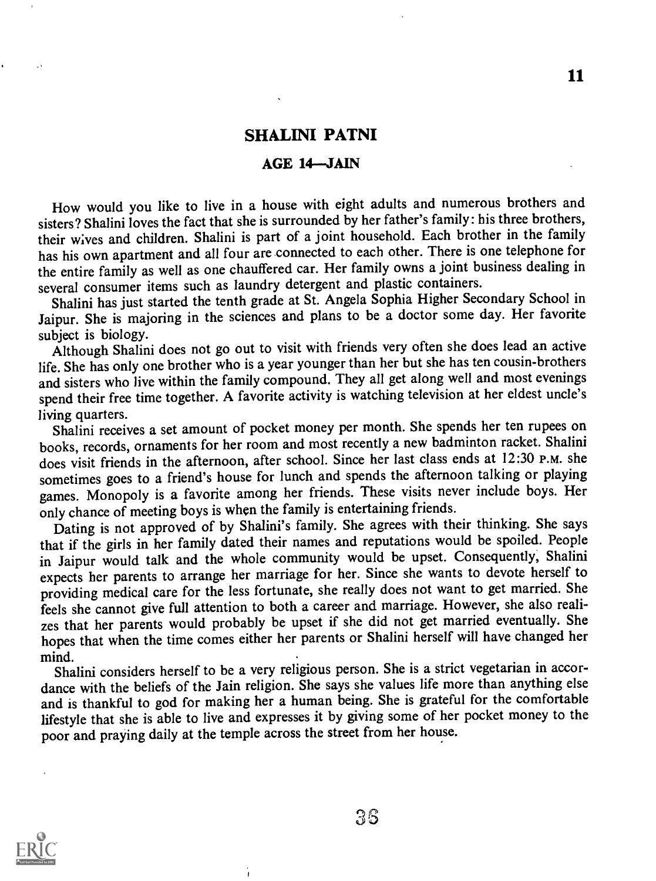## SHALINI PATNI

### AGE 14—JAIN

How would you like to live in a house with eight adults and numerous brothers and sisters? Shalini loves the fact that she is surrounded by her father's family: his three brothers, their wives and children. Shalini is part of a joint household. Each brother in the family has his own apartment and all four are connected to each other. There is one telephone for the entire family as well as one chauffered car. Her family owns a joint business dealing in several consumer items such as laundry detergent and plastic containers.

Shalini has just started the tenth grade at St. Angela Sophia Higher Secondary School in Jaipur. She is majoring in the sciences and plans to be a doctor some day. Her favorite subject is biology.

Although Shalini does not go out to visit with friends very often she does lead an active life. She has only one brother who is a year younger than her but she has ten cousin-brothers and sisters who live within the family compound. They all get along well and most evenings spend their free time together. A favorite activity is watching television at her eldest uncle's living quarters.

Shalini receives a set amount of pocket money per month. She spends her ten rupees on books, records, ornaments for her room and most recently a new badminton racket. Shalini does visit friends in the afternoon, after school. Since her last class ends at 12:30 P.M. she sometimes goes to a friend's house for lunch and spends the afternoon talking or playing games. Monopoly is a favorite among her friends. These visits never include boys. Her only chance of meeting boys is when the family is entertaining friends.

Dating is not approved of by Shalini's family. She agrees with their thinking. She says that if the girls in her family dated their names and reputations would be spoiled. People in Jaipur would talk and the whole community would be upset. Consequently, Shalini expects her parents to arrange her marriage for her. Since she wants to devote herself to providing medical care for the less fortunate, she really does not want to get married. She feels she cannot give full attention to both a career and marriage. However, she also realizes that her parents would probably be upset if she did not get married eventually. She hopes that when the time comes either her parents or Shalini herself will have changed her mind.

Shalini considers herself to be a very religious person. She is a strict vegetarian in accordance with the beliefs of the Jain religion. She says she values life more than anything else and is thankful to god for making her a human being. She is grateful for the comfortable lifestyle that she is able to live and expresses it by giving some of her pocket money to the poor and praying daily at the temple across the street from her house.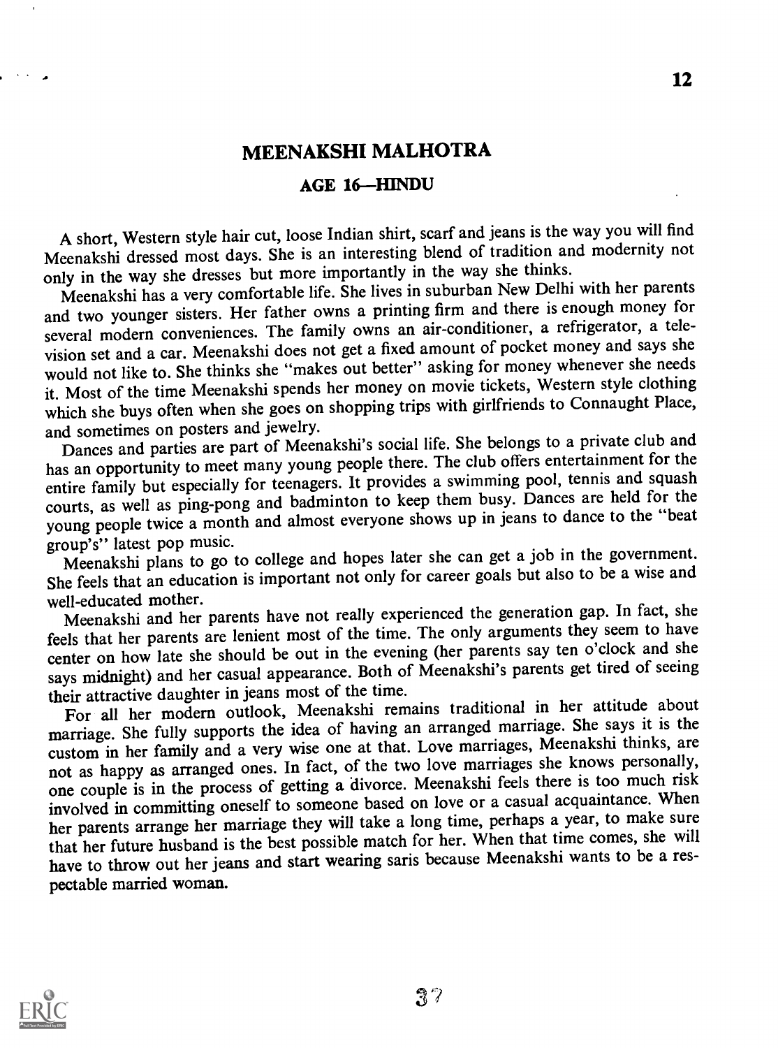# MEENAKSHI MALHOTRA

## AGE 16—HINDU

A short, Western style hair cut, loose Indian shirt, scarf and jeans is the way you will find Meenakshi dressed most days. She is an interesting blend of tradition and modernity not only in the way she dresses but more importantly in the way she thinks.

Meenakshi has a very comfortable life. She lives in suburban New Delhi with her parents and two younger sisters. Her father owns a printing firm and there is enough money for several modern conveniences. The family owns an air-conditioner, a refrigerator, a television set and a car. Meenakshi does not get a fixed amount of pocket money and says she would not like to. She thinks she "makes out better" asking for money whenever she needs it. Most of the time Meenakshi spends her money on movie tickets, Western style clothing which she buys often when she goes on shopping trips with girlfriends to Connaught Place, and sometimes on posters and jewelry.

Dances and parties are part of Meenakshi's social life. She belongs to a private club and has an opportunity to meet many young people there. The club offers entertainment for the entire family but especially for teenagers. It provides a swimming pool, tennis and squash courts, as well as ping-pong and badminton to keep them busy. Dances are held for the young people twice a month and almost everyone shows up in jeans to dance to the "beat group's" latest pop music.

Meenakshi plans to go to college and hopes later she can get a job in the government. She feels that an education is important not only for career goals but also to be a wise and well-educated mother.

Meenakshi and her parents have not really experienced the generation gap. In fact, she feels that her parents are lenient most of the time. The only arguments they seem to have center on how late she should be out in the evening (her parents say ten o'clock and she says midnight) and her casual appearance. Both of Meenakshi's parents get tired of seeing their attractive daughter in jeans most of the time.

For all her modern outlook, Meenakshi remains traditional in her attitude about marriage. She fully supports the idea of having an arranged marriage. She says it is the custom in her family and a very wise one at that. Love marriages, Meenakshi thinks, are not as happy as arranged ones. In fact, of the two love marriages she knows personally, one couple is in the process of getting a divorce. Meenakshi feels there is too much risk involved in committing oneself to someone based on love or a casual acquaintance. When her parents arrange her marriage they will take a long time, perhaps a year, to make sure that her future husband is the best possible match for her. When that time comes, she will have to throw out her jeans and start wearing saris because Meenakshi wants to be a respectable married woman.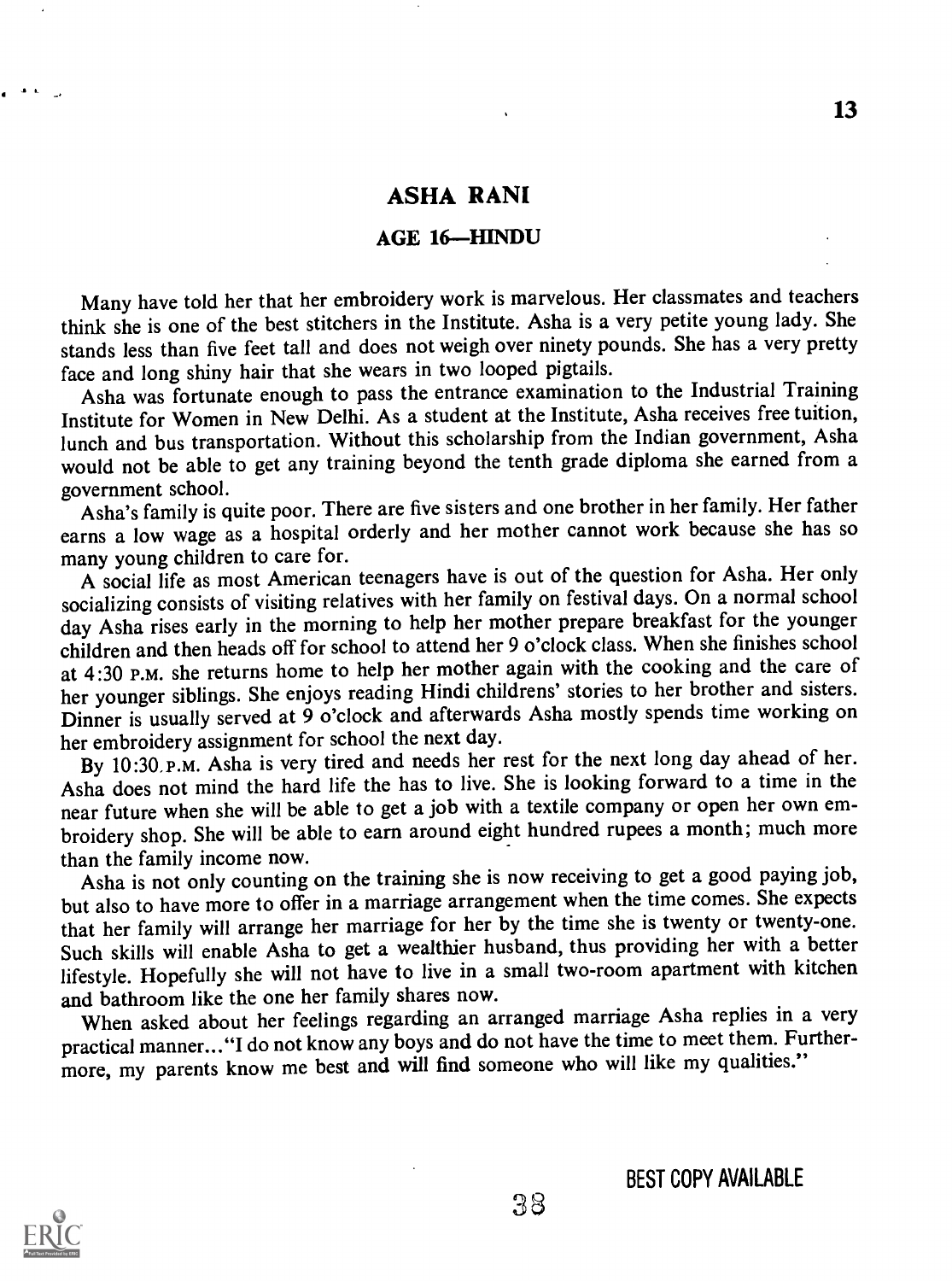## ASHA RANI

### AGE 16—HINDU

Many have told her that her embroidery work is marvelous. Her classmates and teachers think she is one of the best stitchers in the Institute. Asha is a very petite young lady. She stands less than five feet tall and does not weigh over ninety pounds. She has a very pretty face and long shiny hair that she wears in two looped pigtails.

Asha was fortunate enough to pass the entrance examination to the Industrial Training Institute for Women in New Delhi. As a student at the Institute, Asha receives free tuition, lunch and bus transportation. Without this scholarship from the Indian government, Asha would not be able to get any training beyond the tenth grade diploma she earned from a government school.

Asha's family is quite poor. There are five sisters and one brother in her family. Her father earns a low wage as a hospital orderly and her mother cannot work because she has so many young children to care for.

A social life as most American teenagers have is out of the question for Asha. Her only socializing consists of visiting relatives with her family on festival days. On a normal school day Asha rises early in the morning to help her mother prepare breakfast for the younger children and then heads off for school to attend her 9 o'clock class. When she finishes school at 4:30 P.M. she returns home to help her mother again with the cooking and the care of her younger siblings. She enjoys reading Hindi childrens' stories to her brother and sisters. Dinner is usually served at 9 o'clock and afterwards Asha mostly spends time working on her embroidery assignment for school the next day.

By 10:30 P.M. Asha is very tired and needs her rest for the next long day ahead of her. Asha does not mind the hard life the has to live. She is looking forward to a time in the near future when she will be able to get a job with a textile company or open her own embroidery shop. She will be able to earn around eight hundred rupees a month; much more than the family income now.

Asha is not only counting on the training she is now receiving to get a good paying job, but also to have more to offer in a marriage arrangement when the time comes. She expects that her family will arrange her marriage for her by the time she is twenty or twenty-one. Such skills will enable Asha to get a wealthier husband, thus providing her with a better lifestyle. Hopefully she will not have to live in a small two-room apartment with kitchen and bathroom like the one her family shares now.

When asked about her feelings regarding an arranged marriage Asha replies in a very practical manner..."I do not know any boys and do not have the time to meet them. Furthermore, my parents know me best and will find someone who will like my qualities."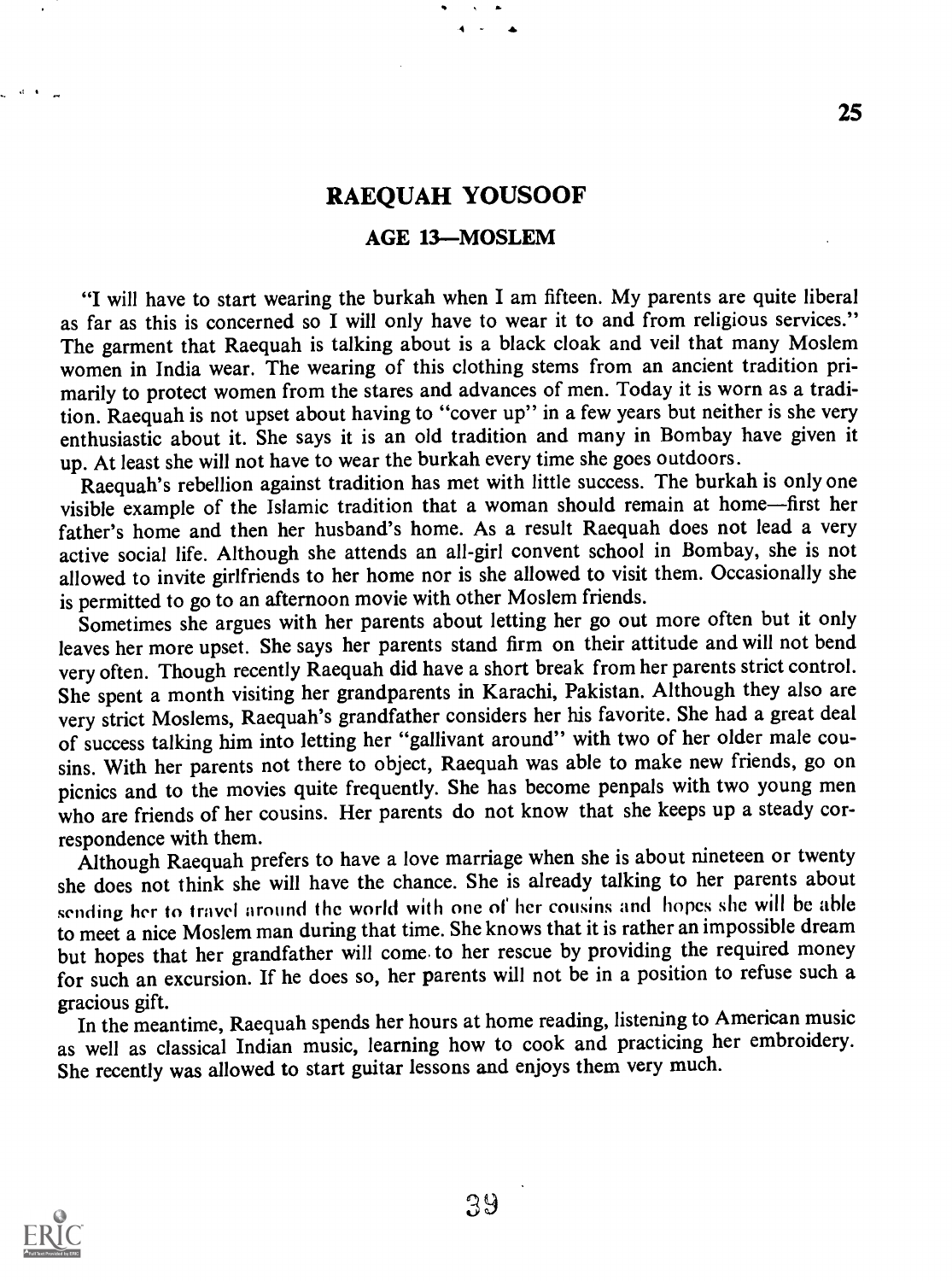## RAEQUAH YOUSOOF

### AGE 13—MOSLEM

"I will have to start wearing the burkah when I am fifteen. My parents are quite liberal as far as this is concerned so I will only have to wear it to and from religious services." The garment that Raequah is talking about is a black cloak and veil that many Moslem women in India wear. The wearing of this clothing stems from an ancient tradition primarily to protect women from the stares and advances of men. Today it is worn as a tradition. Raequah is not upset about having to "cover up" in a few years but neither is she very enthusiastic about it. She says it is an old tradition and many in Bombay have given it up. At least she will not have to wear the burkah every time she goes outdoors.

Raequah's rebellion against tradition has met with little success. The burkah is only one visible example of the Islamic tradition that a woman should remain at home—first her father's home and then her husband's home. As a result Raequah does not lead a very active social life. Although she attends an all-girl convent school in Bombay, she is not allowed to invite girlfriends to her home nor is she allowed to visit them. Occasionally she is permitted to go to an afternoon movie with other Moslem friends.

Sometimes she argues with her parents about letting her go out more often but it only leaves her more upset. She says her parents stand firm on their attitude and will not bend very often. Though recently Raequah did have a short break from her parents strict control. She spent a month visiting her grandparents in Karachi, Pakistan. Although they also are very strict Moslems, Raequah's grandfather considers her his favorite. She had a great deal of success talking him into letting her "gallivant around" with two of her older male cousins. With her parents not there to object, Raequah was able to make new friends, go on picnics and to the movies quite frequently. She has become penpals with two young men who are friends of her cousins. Her parents do not know that she keeps up a steady correspondence with them.

Although Raequah prefers to have a love marriage when she is about nineteen or twenty she does not think she will have the chance. She is already talking to her parents about sending her to travel around the world with one of her cousins and hopes she will be able to meet a nice Moslem man during that time. She knows that it is rather an impossible dream but hopes that her grandfather will come to her rescue by providing the required money for such an excursion. If he does so, her parents will not be in a position to refuse such a gracious gift.

In the meantime, Raequah spends her hours at home reading, listening to American music as well as classical Indian music, learning how to cook and practicing her embroidery. She recently was allowed to start guitar lessons and enjoys them very much.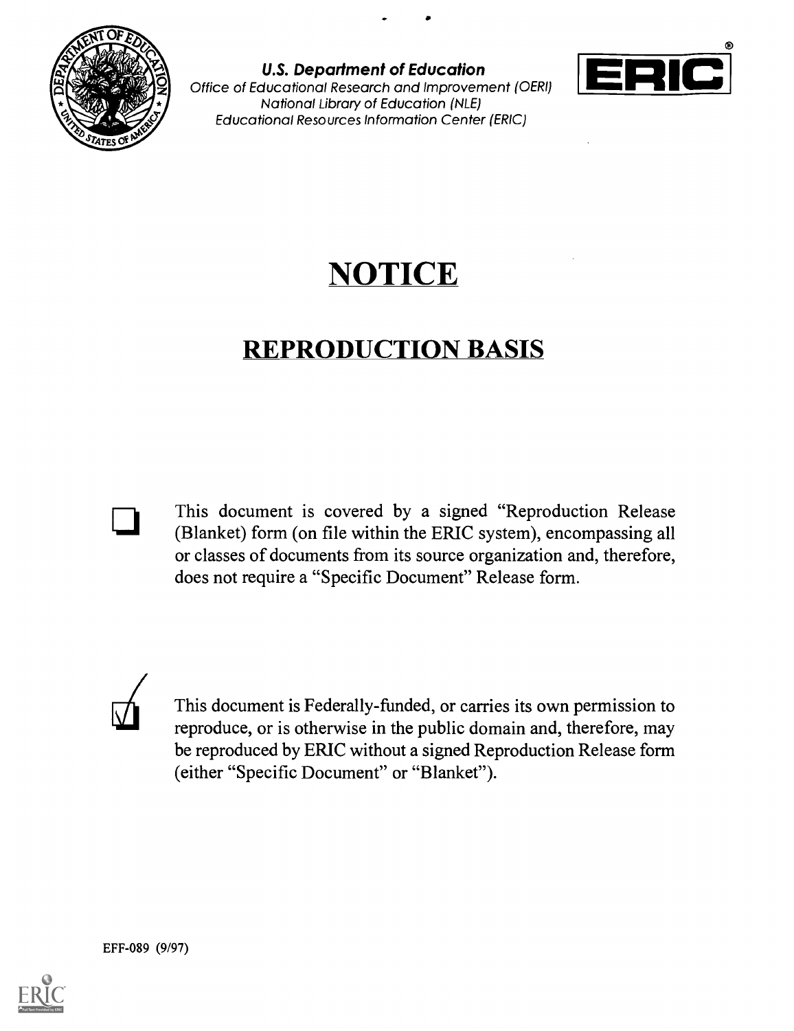U.S. Department of Education
*Office of Educational Research and Improvement (OERI)*
*National Library of Education (NLE)*
*Educational Resources Information Center (ERIC)*

# NOTICE

## REPRODUCTION BASIS

- [ ] This document is covered by a signed "Reproduction Release (Blanket) form (on file within the ERIC system), encompassing all or classes of documents from its source organization and, therefore, does not require a "Specific Document" Release form.

- [x] This document is Federally-funded, or carries its own permission to reproduce, or is otherwise in the public domain and, therefore, may be reproduced by ERIC without a signed Reproduction Release form (either "Specific Document" or "Blanket").

EFF-089 (9/97)